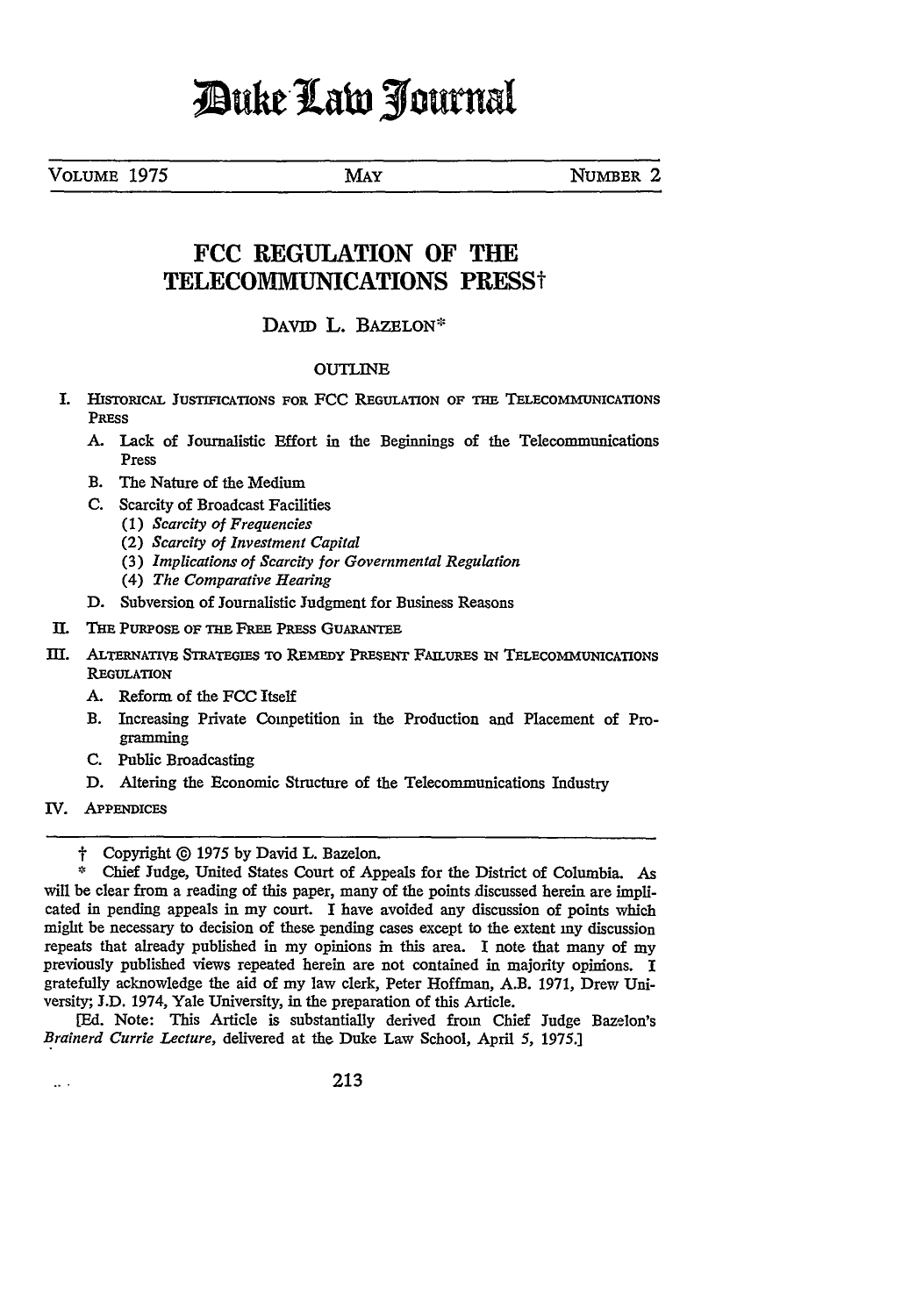# Duke Law Journal

VOLUME 1975 | MAY | NUMBER 2

## FCC REGULATION OF THE TELECOMMUNICATIONS PRESS†

DAVID L. BAZELON*

### OUTLINE

I. HISTORICAL JUSTIFICATIONS FOR FCC REGULATION OF THE TELECOMMUNICATIONS PRESS
   - A. Lack of Journalistic Effort in the Beginnings of the Telecommunications Press
   - B. The Nature of the Medium
   - C. Scarcity of Broadcast Facilities
     - (1) *Scarcity of Frequencies*
     - (2) *Scarcity of Investment Capital*
     - (3) *Implications of Scarcity for Governmental Regulation*
     - (4) *The Comparative Hearing*
   - D. Subversion of Journalistic Judgment for Business Reasons

II. THE PURPOSE OF THE FREE PRESS GUARANTEE

III. ALTERNATIVE STRATEGIES TO REMEDY PRESENT FAILURES IN TELECOMMUNICATIONS REGULATION
   - A. Reform of the FCC Itself
   - B. Increasing Private Competition in the Production and Placement of Programming
   - C. Public Broadcasting
   - D. Altering the Economic Structure of the Telecommunications Industry

IV. APPENDICES

---

† Copyright © 1975 by David L. Bazelon.

\* Chief Judge, United States Court of Appeals for the District of Columbia. As will be clear from a reading of this paper, many of the points discussed herein are implicated in pending appeals in my court. I have avoided any discussion of points which might be necessary to decision of these pending cases except to the extent my discussion repeats that already published in my opinions in this area. I note that many of my previously published views repeated herein are not contained in majority opinions. I gratefully acknowledge the aid of my law clerk, Peter Hoffman, A.B. 1971, Drew University; J.D. 1974, Yale University, in the preparation of this Article.

[Ed. Note: This Article is substantially derived from Chief Judge Bazelon's *Brainerd Currie Lecture*, delivered at the Duke Law School, April 5, 1975.]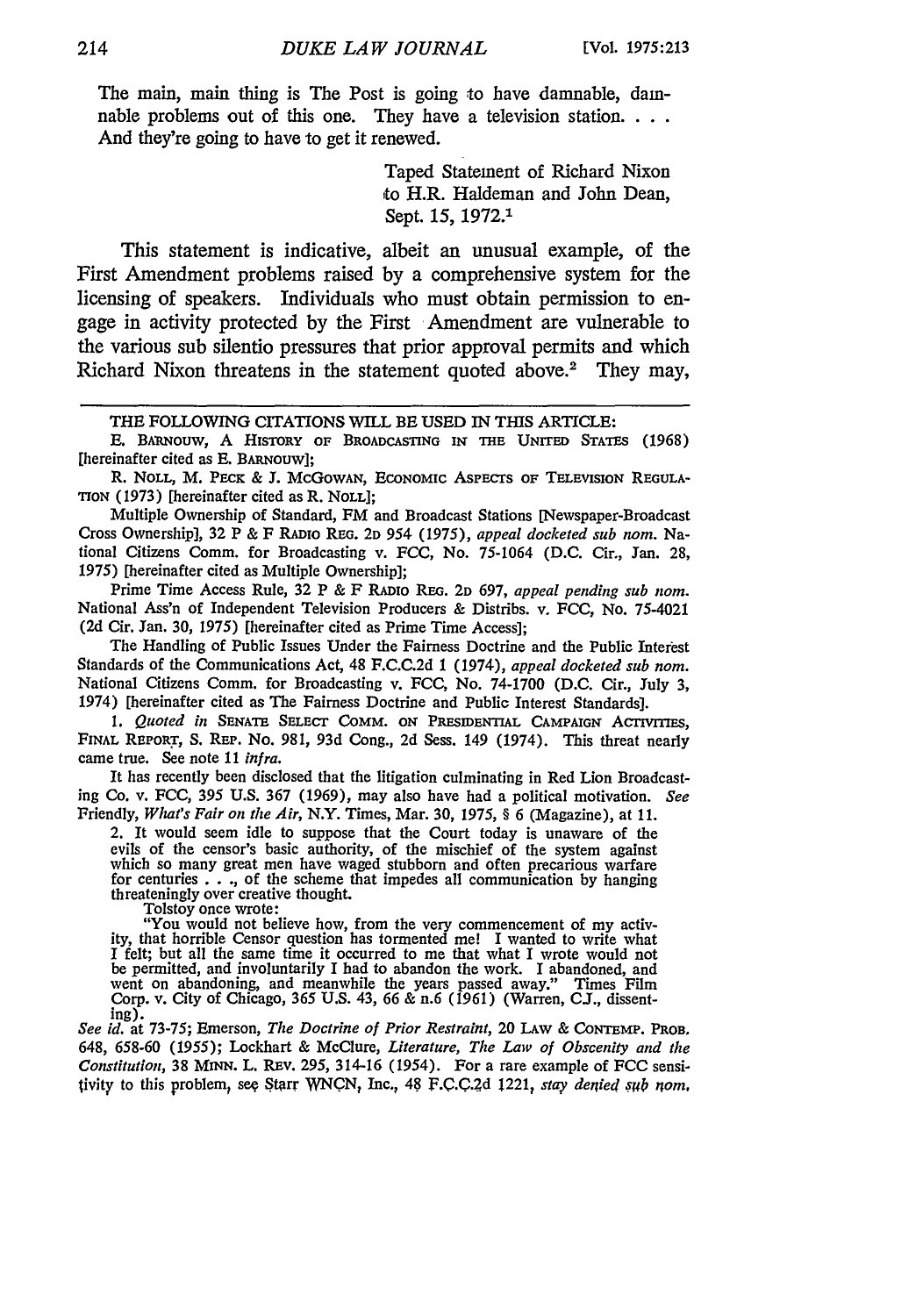The main, main thing is The Post is going to have damnable, damnable problems out of this one. They have a television station. . . . And they're going to have to get it renewed.

> Taped Statement of Richard Nixon to H.R. Haldeman and John Dean, Sept. 15, 1972.[1]

This statement is indicative, albeit an unusual example, of the First Amendment problems raised by a comprehensive system for the licensing of speakers. Individuals who must obtain permission to engage in activity protected by the First Amendment are vulnerable to the various sub silentio pressures that prior approval permits and which Richard Nixon threatens in the statement quoted above.[2] They may,

---

THE FOLLOWING CITATIONS WILL BE USED IN THIS ARTICLE:

E. BARNOUW, A HISTORY OF BROADCASTING IN THE UNITED STATES (1968) [hereinafter cited as E. BARNOUW];

R. NOLL, M. PECK & J. MCGOWAN, ECONOMIC ASPECTS OF TELEVISION REGULATION (1973) [hereinafter cited as R. NOLL];

Multiple Ownership of Standard, FM and Broadcast Stations [Newspaper-Broadcast Cross Ownership], 32 P & F RADIO REG. 2D 954 (1975), *appeal docketed sub nom.* National Citizens Comm. for Broadcasting v. FCC, No. 75-1064 (D.C. Cir., Jan. 28, 1975) [hereinafter cited as Multiple Ownership];

Prime Time Access Rule, 32 P & F RADIO REG. 2D 697, *appeal pending sub nom.* National Ass'n of Independent Television Producers & Distribs. v. FCC, No. 75-4021 (2d Cir. Jan. 30, 1975) [hereinafter cited as Prime Time Access];

The Handling of Public Issues Under the Fairness Doctrine and the Public Interest Standards of the Communications Act, 48 F.C.C.2d 1 (1974), *appeal docketed sub nom.* National Citizens Comm. for Broadcasting v. FCC, No. 74-1700 (D.C. Cir., July 3, 1974) [hereinafter cited as The Fairness Doctrine and Public Interest Standards].

1. *Quoted in* SENATE SELECT COMM. ON PRESIDENTIAL CAMPAIGN ACTIVITIES, FINAL REPORT, S. REP. NO. 981, 93d Cong., 2d Sess. 149 (1974). This threat nearly came true. See note 11 *infra*.

It has recently been disclosed that the litigation culminating in Red Lion Broadcasting Co. v. FCC, 395 U.S. 367 (1969), may also have had a political motivation. *See* Friendly, *What's Fair on the Air*, N.Y. Times, Mar. 30, 1975, § 6 (Magazine), at 11.

2. It would seem idle to suppose that the Court today is unaware of the evils of the censor's basic authority, of the mischief of the system against which so many great men have waged stubborn and often precarious warfare for centuries . . ., of the scheme that impedes all communication by hanging threateningly over creative thought.

Tolstoy once wrote:

"You would not believe how, from the very commencement of my activity, that horrible Censor question has tormented me! I wanted to write what I felt; but all the same time it occurred to me that what I wrote would not be permitted, and involuntarily I had to abandon the work. I abandoned, and went on abandoning, and meanwhile the years passed away." Times Film Corp. v. City of Chicago, 365 U.S. 43, 66 & n.6 (1961) (Warren, C.J., dissenting).

*See id.* at 73-75; Emerson, *The Doctrine of Prior Restraint*, 20 LAW & CONTEMP. PROB. 648, 658-60 (1955); Lockhart & McClure, *Literature, The Law of Obscenity and the Constitution*, 38 MINN. L. REV. 295, 314-16 (1954). For a rare example of FCC sensitivity to this problem, see Starr WNCN, Inc., 48 F.C.C.2d 1221, *stay denied sub nom.*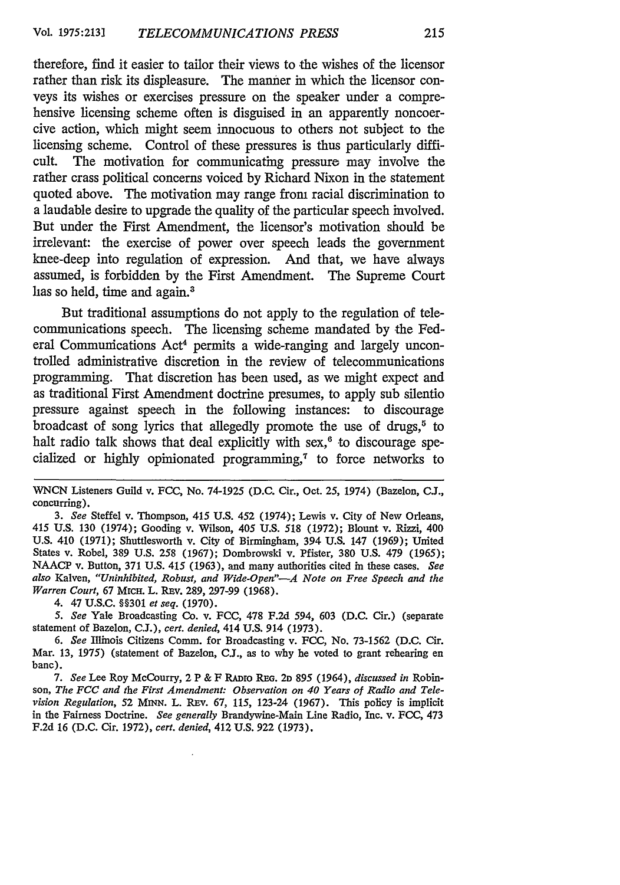therefore, find it easier to tailor their views to the wishes of the licensor rather than risk its displeasure. The manner in which the licensor conveys its wishes or exercises pressure on the speaker under a comprehensive licensing scheme often is disguised in an apparently noncoercive action, which might seem innocuous to others not subject to the licensing scheme. Control of these pressures is thus particularly difficult. The motivation for communicating pressure may involve the rather crass political concerns voiced by Richard Nixon in the statement quoted above. The motivation may range from racial discrimination to a laudable desire to upgrade the quality of the particular speech involved. But under the First Amendment, the licensor's motivation should be irrelevant: the exercise of power over speech leads the government knee-deep into regulation of expression. And that, we have always assumed, is forbidden by the First Amendment. The Supreme Court has so held, time and again.[3]

But traditional assumptions do not apply to the regulation of telecommunications speech. The licensing scheme mandated by the Federal Communications Act[4] permits a wide-ranging and largely uncontrolled administrative discretion in the review of telecommunications programming. That discretion has been used, as we might expect and as traditional First Amendment doctrine presumes, to apply sub silentio pressure against speech in the following instances: to discourage broadcast of song lyrics that allegedly promote the use of drugs,[5] to halt radio talk shows that deal explicitly with sex,[6] to discourage specialized or highly opinionated programming,[7] to force networks to

---

WNCN Listeners Guild v. FCC, No. 74-1925 (D.C. Cir., Oct. 25, 1974) (Bazelon, C.J., concurring).

3. *See* Steffel v. Thompson, 415 U.S. 452 (1974); Lewis v. City of New Orleans, 415 U.S. 130 (1974); Gooding v. Wilson, 405 U.S. 518 (1972); Blount v. Rizzi, 400 U.S. 410 (1971); Shuttlesworth v. City of Birmingham, 394 U.S. 147 (1969); United States v. Robel, 389 U.S. 258 (1967); Dombrowski v. Pfister, 380 U.S. 479 (1965); NAACP v. Button, 371 U.S. 415 (1963), and many authorities cited in these cases. *See also* Kalven, *"Uninhibited, Robust, and Wide-Open"—A Note on Free Speech and the Warren Court*, 67 MICH. L. REV. 289, 297-99 (1968).

4. 47 U.S.C. §§301 *et seq.* (1970).

5. *See* Yale Broadcasting Co. v. FCC, 478 F.2d 594, 603 (D.C. Cir.) (separate statement of Bazelon, C.J.), *cert. denied*, 414 U.S. 914 (1973).

6. *See* Illinois Citizens Comm. for Broadcasting v. FCC, No. 73-1562 (D.C. Cir. Mar. 13, 1975) (statement of Bazelon, C.J., as to why he voted to grant rehearing en banc).

7. *See* Lee Roy McCourry, 2 P & F RADIO REG. 2D 895 (1964), *discussed in* Robinson, *The FCC and the First Amendment: Observation on 40 Years of Radio and Television Regulation*, 52 MINN. L. REV. 67, 115, 123-24 (1967). This policy is implicit in the Fairness Doctrine. *See generally* Brandywine-Main Line Radio, Inc. v. FCC, 473 F.2d 16 (D.C. Cir. 1972), *cert. denied*, 412 U.S. 922 (1973).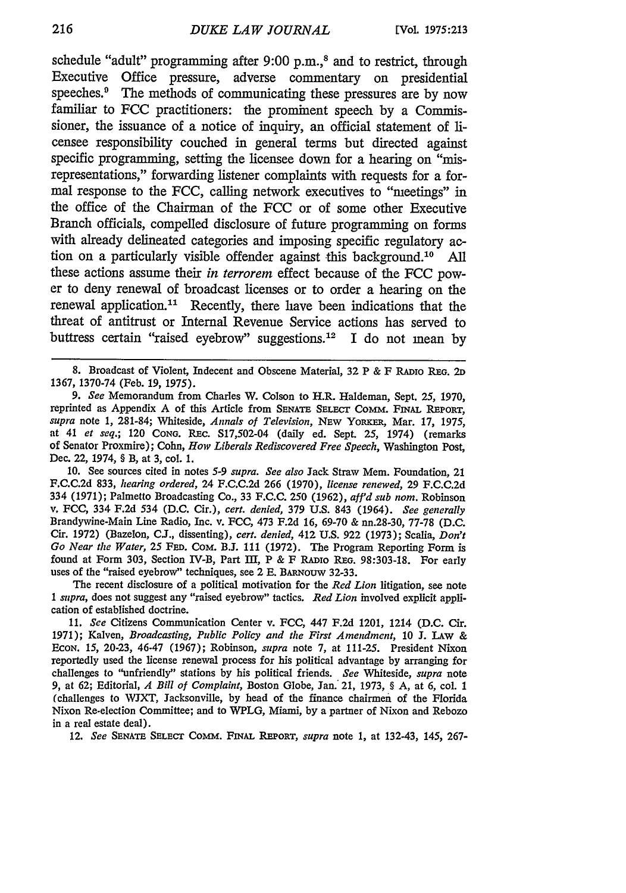schedule "adult" programming after 9:00 p.m.,[8] and to restrict, through Executive Office pressure, adverse commentary on presidential speeches.[9] The methods of communicating these pressures are by now familiar to FCC practitioners: the prominent speech by a Commissioner, the issuance of a notice of inquiry, an official statement of licensee responsibility couched in general terms but directed against specific programming, setting the licensee down for a hearing on "misrepresentations," forwarding listener complaints with requests for a formal response to the FCC, calling network executives to "meetings" in the office of the Chairman of the FCC or of some other Executive Branch officials, compelled disclosure of future programming on forms with already delineated categories and imposing specific regulatory action on a particularly visible offender against this background.[10] All these actions assume their *in terrorem* effect because of the FCC power to deny renewal of broadcast licenses or to order a hearing on the renewal application.[11] Recently, there have been indications that the threat of antitrust or Internal Revenue Service actions has served to buttress certain "raised eyebrow" suggestions.[12] I do not mean by

---

8. Broadcast of Violent, Indecent and Obscene Material, 32 P & F Radio Reg. 2d 1367, 1370-74 (Feb. 19, 1975).

9. *See* Memorandum from Charles W. Colson to H.R. Haldeman, Sept. 25, 1970, reprinted as Appendix A of this Article from Senate Select Comm. Final Report, *supra* note 1, 281-84; Whiteside, *Annals of Television*, New Yorker, Mar. 17, 1975, at 41 *et seq.*; 120 Cong. Rec. S17,502-04 (daily ed. Sept. 25, 1974) (remarks of Senator Proxmire); Cohn, *How Liberals Rediscovered Free Speech*, Washington Post, Dec. 22, 1974, § B, at 3, col. 1.

10. See sources cited in notes 5-9 *supra*. *See also* Jack Straw Mem. Foundation, 21 F.C.C.2d 833, *hearing ordered*, 24 F.C.C.2d 266 (1970), *license renewed*, 29 F.C.C.2d 334 (1971); Palmetto Broadcasting Co., 33 F.C.C. 250 (1962), *aff'd sub nom.* Robinson v. FCC, 334 F.2d 534 (D.C. Cir.), *cert. denied*, 379 U.S. 843 (1964). *See generally* Brandywine-Main Line Radio, Inc. v. FCC, 473 F.2d 16, 69-70 & nn.28-30, 77-78 (D.C. Cir. 1972) (Bazelon, C.J., dissenting), *cert. denied*, 412 U.S. 922 (1973); Scalia, *Don't Go Near the Water*, 25 Fed. Com. B.J. 111 (1972). The Program Reporting Form is found at Form 303, Section IV-B, Part III, P & F Radio Reg. 98:303-18. For early uses of the "raised eyebrow" techniques, see 2 E. Barnouw 32-33.

The recent disclosure of a political motivation for the *Red Lion* litigation, see note 1 *supra*, does not suggest any "raised eyebrow" tactics. *Red Lion* involved explicit application of established doctrine.

11. *See* Citizens Communication Center v. FCC, 447 F.2d 1201, 1214 (D.C. Cir. 1971); Kalven, *Broadcasting, Public Policy and the First Amendment*, 10 J. Law & Econ. 15, 20-23, 46-47 (1967); Robinson, *supra* note 7, at 111-25. President Nixon reportedly used the license renewal process for his political advantage by arranging for challenges to "unfriendly" stations by his political friends. *See* Whiteside, *supra* note 9, at 62; Editorial, *A Bill of Complaint*, Boston Globe, Jan. 21, 1973, § A, at 6, col. 1 (challenges to WJXT, Jacksonville, by head of the finance chairmen of the Florida Nixon Re-election Committee; and to WPLG, Miami, by a partner of Nixon and Rebozo in a real estate deal).

12. *See* Senate Select Comm. Final Report, *supra* note 1, at 132-43, 145, 267-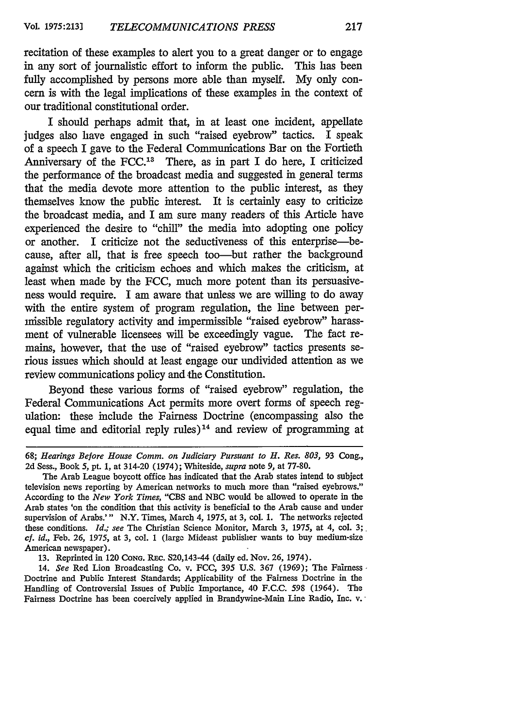recitation of these examples to alert you to a great danger or to engage in any sort of journalistic effort to inform the public. This has been fully accomplished by persons more able than myself. My only concern is with the legal implications of these examples in the context of our traditional constitutional order.

I should perhaps admit that, in at least one incident, appellate judges also have engaged in such "raised eyebrow" tactics. I speak of a speech I gave to the Federal Communications Bar on the Fortieth Anniversary of the FCC.[13] There, as in part I do here, I criticized the performance of the broadcast media and suggested in general terms that the media devote more attention to the public interest, as they themselves know the public interest. It is certainly easy to criticize the broadcast media, and I am sure many readers of this Article have experienced the desire to "chill" the media into adopting one policy or another. I criticize not the seductiveness of this enterprise—because, after all, that is free speech too—but rather the background against which the criticism echoes and which makes the criticism, at least when made by the FCC, much more potent than its persuasiveness would require. I am aware that unless we are willing to do away with the entire system of program regulation, the line between permissible regulatory activity and impermissible "raised eyebrow" harassment of vulnerable licensees will be exceedingly vague. The fact remains, however, that the use of "raised eyebrow" tactics presents serious issues which should at least engage our undivided attention as we review communications policy and the Constitution.

Beyond these various forms of "raised eyebrow" regulation, the Federal Communications Act permits more overt forms of speech regulation: these include the Fairness Doctrine (encompassing also the equal time and editorial reply rules)[14] and review of programming at

---

68; *Hearings Before House Comm. on Judiciary Pursuant to H. Res. 803*, 93 Cong., 2d Sess., Book 5, pt. 1, at 314-20 (1974); Whiteside, *supra* note 9, at 77-80.

The Arab League boycott office has indicated that the Arab states intend to subject television news reporting by American networks to much more than "raised eyebrows." According to the *New York Times*, "CBS and NBC would be allowed to operate in the Arab states 'on the condition that this activity is beneficial to the Arab cause and under supervision of Arabs.'" N.Y. Times, March 4, 1975, at 3, col. 1. The networks rejected these conditions. *Id.; see* The Christian Science Monitor, March 3, 1975, at 4, col. 3; *cf. id.*, Feb. 26, 1975, at 3, col. 1 (large Mideast publisher wants to buy medium-size American newspaper).

13. Reprinted in 120 CONG. REC. S20,143-44 (daily ed. Nov. 26, 1974).

14. *See* Red Lion Broadcasting Co. v. FCC, 395 U.S. 367 (1969); The Fairness Doctrine and Public Interest Standards; Applicability of the Fairness Doctrine in the Handling of Controversial Issues of Public Importance, 40 F.C.C. 598 (1964). The Fairness Doctrine has been coercively applied in Brandywine-Main Line Radio, Inc. v.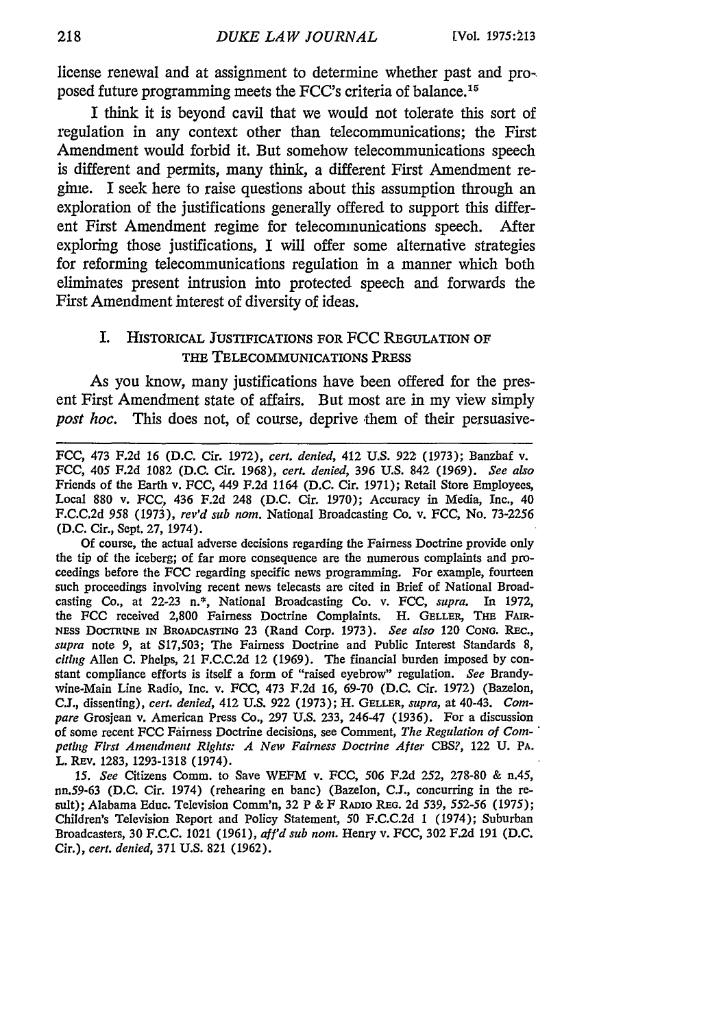license renewal and at assignment to determine whether past and proposed future programming meets the FCC's criteria of balance.[15]

I think it is beyond cavil that we would not tolerate this sort of regulation in any context other than telecommunications; the First Amendment would forbid it. But somehow telecommunications speech is different and permits, many think, a different First Amendment regime. I seek here to raise questions about this assumption through an exploration of the justifications generally offered to support this different First Amendment regime for telecommunications speech. After exploring those justifications, I will offer some alternative strategies for reforming telecommunications regulation in a manner which both eliminates present intrusion into protected speech and forwards the First Amendment interest of diversity of ideas.

## I. Historical Justifications for FCC Regulation of the Telecommunications Press

As you know, many justifications have been offered for the present First Amendment state of affairs. But most are in my view simply *post hoc*. This does not, of course, deprive them of their persuasive-

---

FCC, 473 F.2d 16 (D.C. Cir. 1972), *cert. denied*, 412 U.S. 922 (1973); Banzhaf v. FCC, 405 F.2d 1082 (D.C. Cir. 1968), *cert. denied*, 396 U.S. 842 (1969). *See also* Friends of the Earth v. FCC, 449 F.2d 1164 (D.C. Cir. 1971); Retail Store Employees, Local 880 v. FCC, 436 F.2d 248 (D.C. Cir. 1970); Accuracy in Media, Inc., 40 F.C.C.2d 958 (1973), *rev'd sub nom.* National Broadcasting Co. v. FCC, No. 73-2256 (D.C. Cir., Sept. 27, 1974).

Of course, the actual adverse decisions regarding the Fairness Doctrine provide only the tip of the iceberg; of far more consequence are the numerous complaints and proceedings before the FCC regarding specific news programming. For example, fourteen such proceedings involving recent news telecasts are cited in Brief of National Broadcasting Co., at 22-23 n.*, National Broadcasting Co. v. FCC, *supra*. In 1972, the FCC received 2,800 Fairness Doctrine Complaints. H. Geller, The Fairness Doctrine in Broadcasting 23 (Rand Corp. 1973). *See also* 120 Cong. Rec., *supra* note 9, at S17,503; The Fairness Doctrine and Public Interest Standards 8, *citing* Allen C. Phelps, 21 F.C.C.2d 12 (1969). The financial burden imposed by constant compliance efforts is itself a form of "raised eyebrow" regulation. *See* Brandywine-Main Line Radio, Inc. v. FCC, 473 F.2d 16, 69-70 (D.C. Cir. 1972) (Bazelon, C.J., dissenting), *cert. denied*, 412 U.S. 922 (1973); H. Geller, *supra*, at 40-43. *Compare* Grosjean v. American Press Co., 297 U.S. 233, 246-47 (1936). For a discussion of some recent FCC Fairness Doctrine decisions, see Comment, *The Regulation of Competing First Amendment Rights: A New Fairness Doctrine After* CBS?, 122 U. Pa. L. Rev. 1283, 1293-1318 (1974).

15. *See* Citizens Comm. to Save WEFM v. FCC, 506 F.2d 252, 278-80 & n.45, nn.59-63 (D.C. Cir. 1974) (rehearing en banc) (Bazelon, C.J., concurring in the result); Alabama Educ. Television Comm'n, 32 P & F Radio Reg. 2d 539, 552-56 (1975); Children's Television Report and Policy Statement, 50 F.C.C.2d 1 (1974); Suburban Broadcasters, 30 F.C.C. 1021 (1961), *aff'd sub nom.* Henry v. FCC, 302 F.2d 191 (D.C. Cir.), *cert. denied*, 371 U.S. 821 (1962).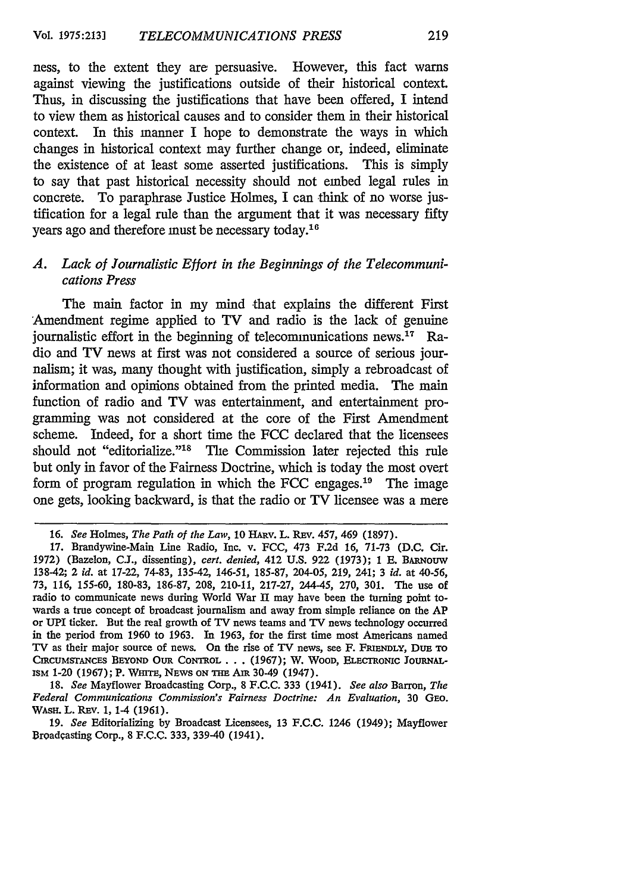ness, to the extent they are persuasive. However, this fact warns against viewing the justifications outside of their historical context. Thus, in discussing the justifications that have been offered, I intend to view them as historical causes and to consider them in their historical context. In this manner I hope to demonstrate the ways in which changes in historical context may further change or, indeed, eliminate the existence of at least some asserted justifications. This is simply to say that past historical necessity should not embed legal rules in concrete. To paraphrase Justice Holmes, I can think of no worse justification for a legal rule than the argument that it was necessary fifty years ago and therefore must be necessary today.[16]

### *A. Lack of Journalistic Effort in the Beginnings of the Telecommunications Press*

The main factor in my mind that explains the different First Amendment regime applied to TV and radio is the lack of genuine journalistic effort in the beginning of telecommunications news.[17] Radio and TV news at first was not considered a source of serious journalism; it was, many thought with justification, simply a rebroadcast of information and opinions obtained from the printed media. The main function of radio and TV was entertainment, and entertainment programming was not considered at the core of the First Amendment scheme. Indeed, for a short time the FCC declared that the licensees should not "editorialize."[18] The Commission later rejected this rule but only in favor of the Fairness Doctrine, which is today the most overt form of program regulation in which the FCC engages.[19] The image one gets, looking backward, is that the radio or TV licensee was a mere

---

16. *See* Holmes, *The Path of the Law*, 10 HARV. L. REV. 457, 469 (1897).

17. Brandywine-Main Line Radio, Inc. v. FCC, 473 F.2d 16, 71-73 (D.C. Cir. 1972) (Bazelon, C.J., dissenting), *cert. denied*, 412 U.S. 922 (1973); 1 E. BARNOUW 138-42; 2 *id.* at 17-22, 74-83, 135-42, 146-51, 185-87, 204-05, 219, 241; 3 *id.* at 40-56, 73, 116, 155-60, 180-83, 186-87, 208, 210-11, 217-27, 244-45, 270, 301. The use of radio to communicate news during World War II may have been the turning point towards a true concept of broadcast journalism and away from simple reliance on the AP or UPI ticker. But the real growth of TV news teams and TV news technology occurred in the period from 1960 to 1963. In 1963, for the first time most Americans named TV as their major source of news. On the rise of TV news, see F. FRIENDLY, DUE TO CIRCUMSTANCES BEYOND OUR CONTROL . . . (1967); W. WOOD, ELECTRONIC JOURNALISM 1-20 (1967); P. WHITE, NEWS ON THE AIR 30-49 (1947).

18. *See* Mayflower Broadcasting Corp., 8 F.C.C. 333 (1941). *See also* Barron, *The Federal Communications Commission's Fairness Doctrine: An Evaluation*, 30 GEO. WASH. L. REV. 1, 1-4 (1961).

19. *See* Editorializing by Broadcast Licensees, 13 F.C.C. 1246 (1949); Mayflower Broadcasting Corp., 8 F.C.C. 333, 339-40 (1941).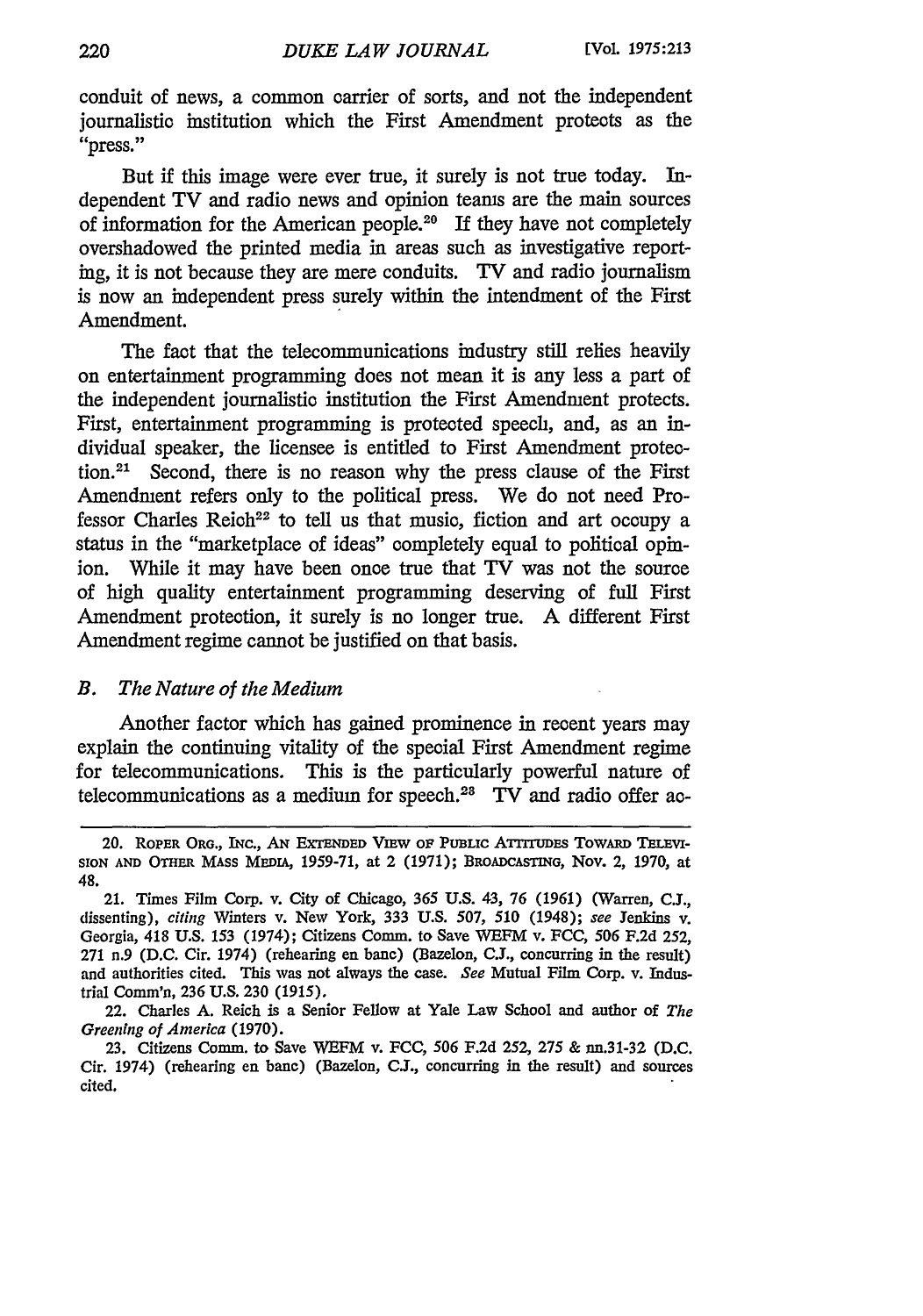conduit of news, a common carrier of sorts, and not the independent journalistic institution which the First Amendment protects as the "press."

But if this image were ever true, it surely is not true today. Independent TV and radio news and opinion teams are the main sources of information for the American people.[20] If they have not completely overshadowed the printed media in areas such as investigative reporting, it is not because they are mere conduits. TV and radio journalism is now an independent press surely within the intendment of the First Amendment.

The fact that the telecommunications industry still relies heavily on entertainment programming does not mean it is any less a part of the independent journalistic institution the First Amendment protects. First, entertainment programming is protected speech, and, as an individual speaker, the licensee is entitled to First Amendment protection.[21] Second, there is no reason why the press clause of the First Amendment refers only to the political press. We do not need Professor Charles Reich[22] to tell us that music, fiction and art occupy a status in the "marketplace of ideas" completely equal to political opinion. While it may have been once true that TV was not the source of high quality entertainment programming deserving of full First Amendment protection, it surely is no longer true. A different First Amendment regime cannot be justified on that basis.

### *B. The Nature of the Medium*

Another factor which has gained prominence in recent years may explain the continuing vitality of the special First Amendment regime for telecommunications. This is the particularly powerful nature of telecommunications as a medium for speech.[23] TV and radio offer ac-

---

20. ROPER ORG., INC., AN EXTENDED VIEW OF PUBLIC ATTITUDES TOWARD TELEVISION AND OTHER MASS MEDIA, 1959-71, at 2 (1971); BROADCASTING, Nov. 2, 1970, at 48.

21. Times Film Corp. v. City of Chicago, 365 U.S. 43, 76 (1961) (Warren, C.J., dissenting), *citing* Winters v. New York, 333 U.S. 507, 510 (1948); *see* Jenkins v. Georgia, 418 U.S. 153 (1974); Citizens Comm. to Save WEFM v. FCC, 506 F.2d 252, 271 n.9 (D.C. Cir. 1974) (rehearing en banc) (Bazelon, C.J., concurring in the result) and authorities cited. This was not always the case. *See* Mutual Film Corp. v. Industrial Comm'n, 236 U.S. 230 (1915).

22. Charles A. Reich is a Senior Fellow at Yale Law School and author of *The Greening of America* (1970).

23. Citizens Comm. to Save WEFM v. FCC, 506 F.2d 252, 275 & nn.31-32 (D.C. Cir. 1974) (rehearing en banc) (Bazelon, C.J., concurring in the result) and sources cited.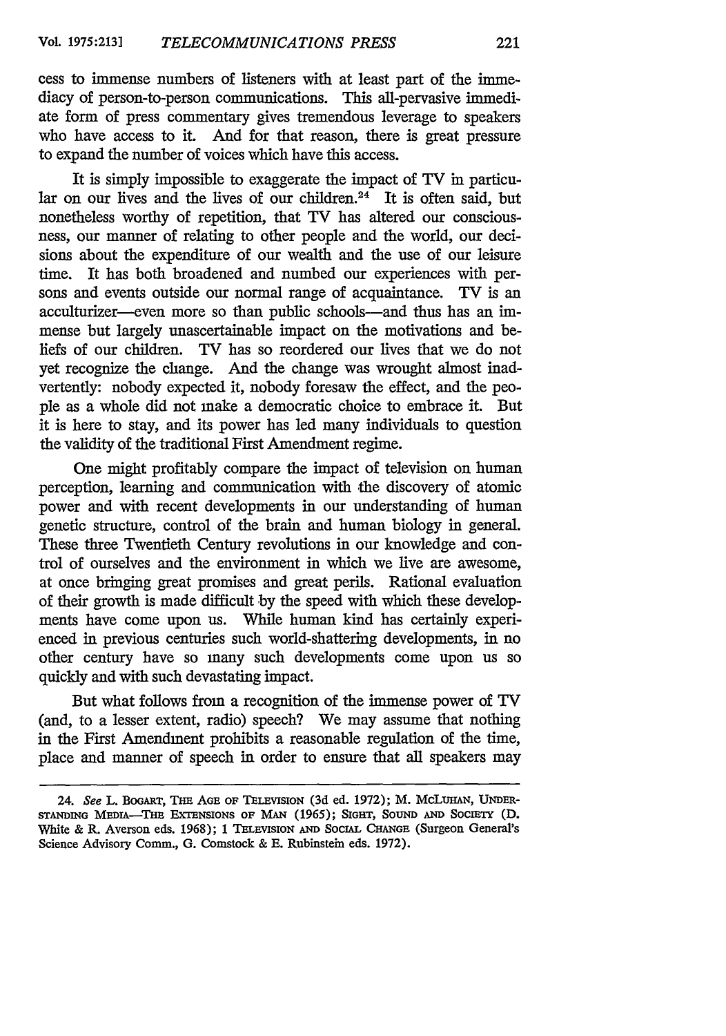cess to immense numbers of listeners with at least part of the immediacy of person-to-person communications. This all-pervasive immediate form of press commentary gives tremendous leverage to speakers who have access to it. And for that reason, there is great pressure to expand the number of voices which have this access.

It is simply impossible to exaggerate the impact of TV in particular on our lives and the lives of our children.[24] It is often said, but nonetheless worthy of repetition, that TV has altered our consciousness, our manner of relating to other people and the world, our decisions about the expenditure of our wealth and the use of our leisure time. It has both broadened and numbed our experiences with persons and events outside our normal range of acquaintance. TV is an acculturizer—even more so than public schools—and thus has an immense but largely unascertainable impact on the motivations and beliefs of our children. TV has so reordered our lives that we do not yet recognize the change. And the change was wrought almost inadvertently: nobody expected it, nobody foresaw the effect, and the people as a whole did not make a democratic choice to embrace it. But it is here to stay, and its power has led many individuals to question the validity of the traditional First Amendment regime.

One might profitably compare the impact of television on human perception, learning and communication with the discovery of atomic power and with recent developments in our understanding of human genetic structure, control of the brain and human biology in general. These three Twentieth Century revolutions in our knowledge and control of ourselves and the environment in which we live are awesome, at once bringing great promises and great perils. Rational evaluation of their growth is made difficult by the speed with which these developments have come upon us. While human kind has certainly experienced in previous centuries such world-shattering developments, in no other century have so many such developments come upon us so quickly and with such devastating impact.

But what follows from a recognition of the immense power of TV (and, to a lesser extent, radio) speech? We may assume that nothing in the First Amendment prohibits a reasonable regulation of the time, place and manner of speech in order to ensure that all speakers may

---

24. *See* L. BOGART, THE AGE OF TELEVISION (3d ed. 1972); M. MCLUHAN, UNDERSTANDING MEDIA—THE EXTENSIONS OF MAN (1965); SIGHT, SOUND AND SOCIETY (D. White & R. Averson eds. 1968); 1 TELEVISION AND SOCIAL CHANGE (Surgeon General's Science Advisory Comm., G. Comstock & E. Rubinstein eds. 1972).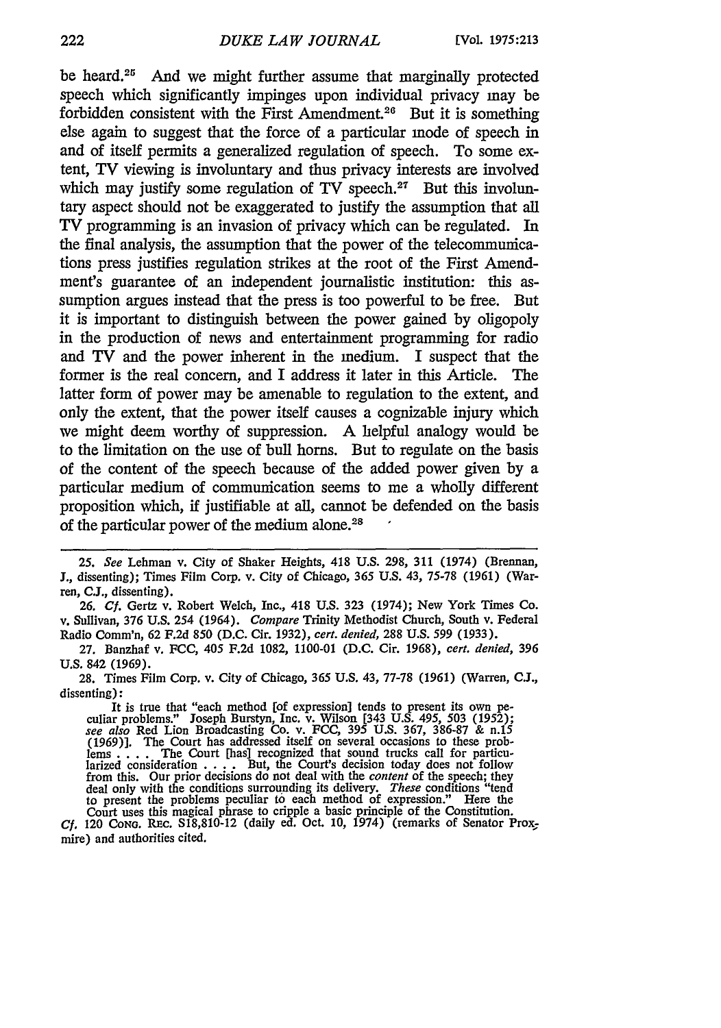be heard.[25] And we might further assume that marginally protected speech which significantly impinges upon individual privacy may be forbidden consistent with the First Amendment.[26] But it is something else again to suggest that the force of a particular mode of speech in and of itself permits a generalized regulation of speech. To some extent, TV viewing is involuntary and thus privacy interests are involved which may justify some regulation of TV speech.[27] But this involuntary aspect should not be exaggerated to justify the assumption that all TV programming is an invasion of privacy which can be regulated. In the final analysis, the assumption that the power of the telecommunications press justifies regulation strikes at the root of the First Amendment's guarantee of an independent journalistic institution: this assumption argues instead that the press is too powerful to be free. But it is important to distinguish between the power gained by oligopoly in the production of news and entertainment programming for radio and TV and the power inherent in the medium. I suspect that the former is the real concern, and I address it later in this Article. The latter form of power may be amenable to regulation to the extent, and only the extent, that the power itself causes a cognizable injury which we might deem worthy of suppression. A helpful analogy would be to the limitation on the use of bull horns. But to regulate on the basis of the content of the speech because of the added power given by a particular medium of communication seems to me a wholly different proposition which, if justifiable at all, cannot be defended on the basis of the particular power of the medium alone.[28]

---

25. *See* Lehman v. City of Shaker Heights, 418 U.S. 298, 311 (1974) (Brennan, J., dissenting); Times Film Corp. v. City of Chicago, 365 U.S. 43, 75-78 (1961) (Warren, C.J., dissenting).

26. *Cf.* Gertz v. Robert Welch, Inc., 418 U.S. 323 (1974); New York Times Co. v. Sullivan, 376 U.S. 254 (1964). *Compare* Trinity Methodist Church, South v. Federal Radio Comm'n, 62 F.2d 850 (D.C. Cir. 1932), *cert. denied*, 288 U.S. 599 (1933).

27. Banzhaf v. FCC, 405 F.2d 1082, 1100-01 (D.C. Cir. 1968), *cert. denied*, 396 U.S. 842 (1969).

28. Times Film Corp. v. City of Chicago, 365 U.S. 43, 77-78 (1961) (Warren, C.J., dissenting):

> It is true that "each method [of expression] tends to present its own peculiar problems." Joseph Burstyn, Inc. v. Wilson [343 U.S. 495, 503 (1952); *see also* Red Lion Broadcasting Co. v. FCC, 395 U.S. 367, 386-87 & n.15 (1969)]. The Court has addressed itself on several occasions to these problems . . . . The Court [has] recognized that sound trucks call for particularized consideration . . . . But, the Court's decision today does not follow from this. Our prior decisions do not deal with the *content* of the speech; they deal only with the conditions surrounding its delivery. *These* conditions "tend to present the problems peculiar to each method of expression." Here the Court uses this magical phrase to cripple a basic principle of the Constitution.

*Cf.* 120 CONG. REC. S18,810-12 (daily ed. Oct. 10, 1974) (remarks of Senator Proxmire) and authorities cited.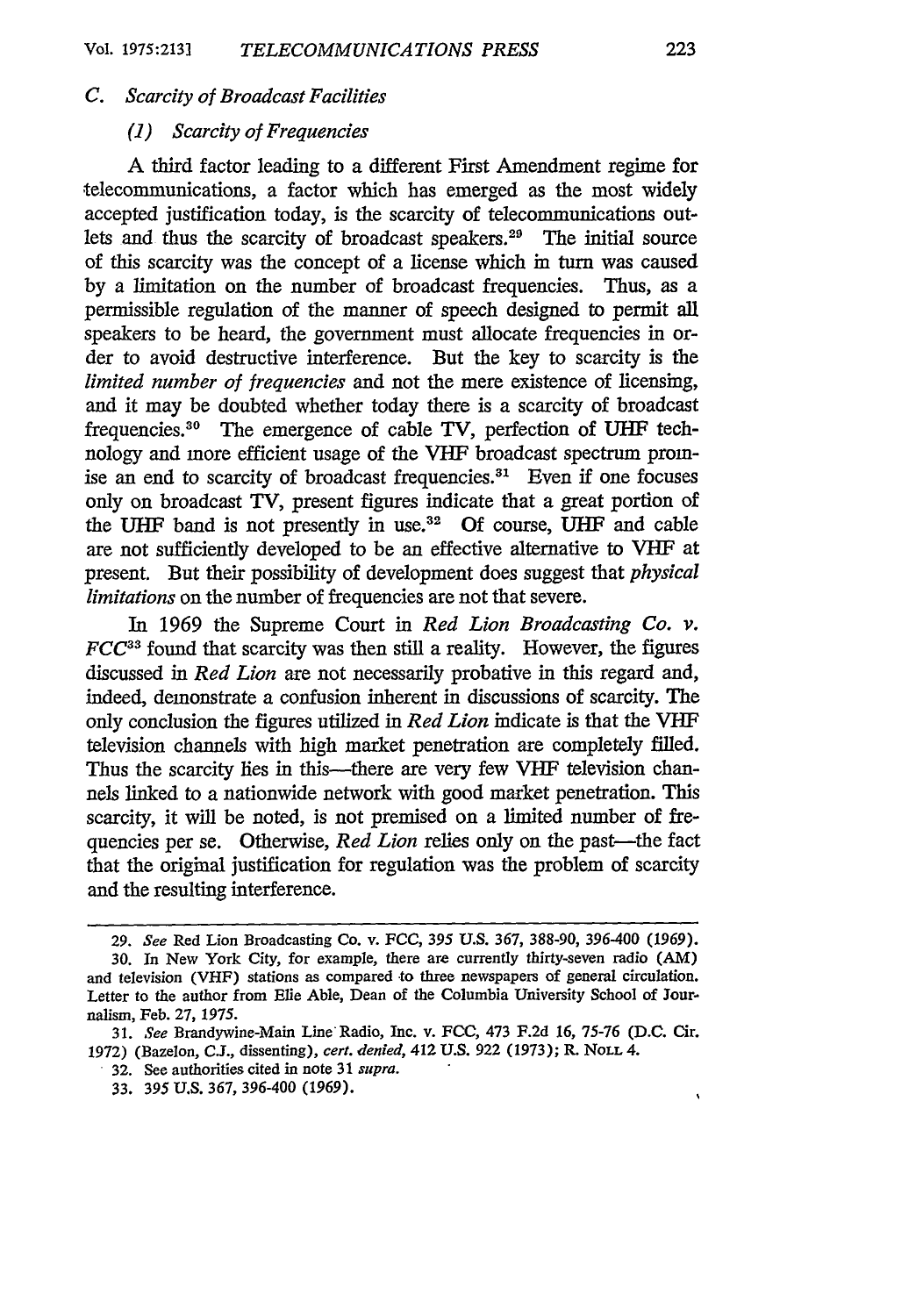### *C. Scarcity of Broadcast Facilities*

#### *(1) Scarcity of Frequencies*

A third factor leading to a different First Amendment regime for telecommunications, a factor which has emerged as the most widely accepted justification today, is the scarcity of telecommunications outlets and thus the scarcity of broadcast speakers.[29] The initial source of this scarcity was the concept of a license which in turn was caused by a limitation on the number of broadcast frequencies. Thus, as a permissible regulation of the manner of speech designed to permit all speakers to be heard, the government must allocate frequencies in order to avoid destructive interference. But the key to scarcity is the *limited number of frequencies* and not the mere existence of licensing, and it may be doubted whether today there is a scarcity of broadcast frequencies.[30] The emergence of cable TV, perfection of UHF technology and more efficient usage of the VHF broadcast spectrum promise an end to scarcity of broadcast frequencies.[31] Even if one focuses only on broadcast TV, present figures indicate that a great portion of the UHF band is not presently in use.[32] Of course, UHF and cable are not sufficiently developed to be an effective alternative to VHF at present. But their possibility of development does suggest that *physical limitations* on the number of frequencies are not that severe.

In 1969 the Supreme Court in *Red Lion Broadcasting Co. v. FCC*[33] found that scarcity was then still a reality. However, the figures discussed in *Red Lion* are not necessarily probative in this regard and, indeed, demonstrate a confusion inherent in discussions of scarcity. The only conclusion the figures utilized in *Red Lion* indicate is that the VHF television channels with high market penetration are completely filled. Thus the scarcity lies in this—there are very few VHF television channels linked to a nationwide network with good market penetration. This scarcity, it will be noted, is not premised on a limited number of frequencies per se. Otherwise, *Red Lion* relies only on the past—the fact that the original justification for regulation was the problem of scarcity and the resulting interference.

---

29. *See* Red Lion Broadcasting Co. v. FCC, 395 U.S. 367, 388-90, 396-400 (1969).

30. In New York City, for example, there are currently thirty-seven radio (AM) and television (VHF) stations as compared to three newspapers of general circulation. Letter to the author from Elie Able, Dean of the Columbia University School of Journalism, Feb. 27, 1975.

31. *See* Brandywine-Main Line Radio, Inc. v. FCC, 473 F.2d 16, 75-76 (D.C. Cir. 1972) (Bazelon, C.J., dissenting), *cert. denied*, 412 U.S. 922 (1973); R. NOLL 4.

32. See authorities cited in note 31 *supra*.

33. 395 U.S. 367, 396-400 (1969).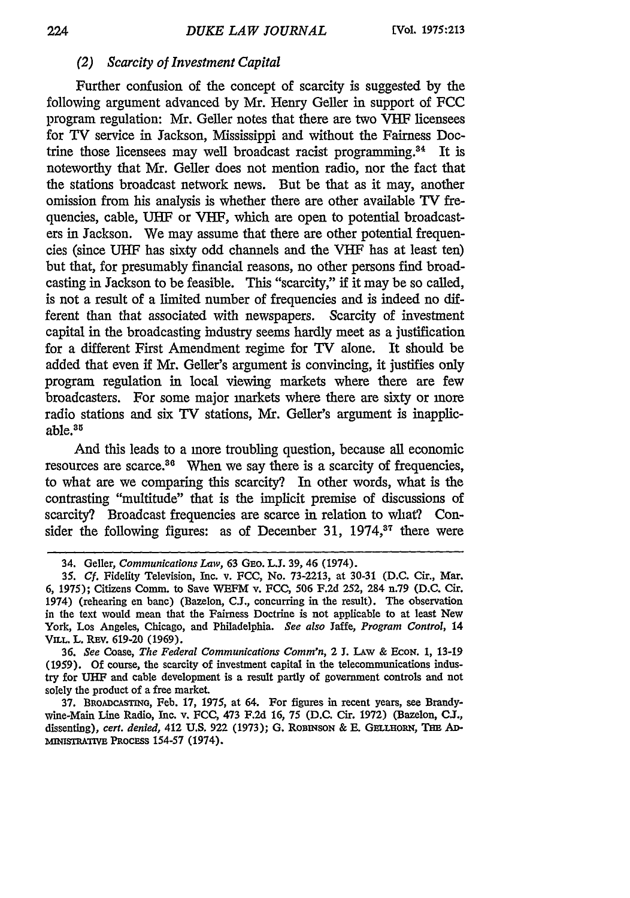### *(2) Scarcity of Investment Capital*

Further confusion of the concept of scarcity is suggested by the following argument advanced by Mr. Henry Geller in support of FCC program regulation: Mr. Geller notes that there are two VHF licensees for TV service in Jackson, Mississippi and without the Fairness Doctrine those licensees may well broadcast racist programming.[34] It is noteworthy that Mr. Geller does not mention radio, nor the fact that the stations broadcast network news. But be that as it may, another omission from his analysis is whether there are other available TV frequencies, cable, UHF or VHF, which are open to potential broadcasters in Jackson. We may assume that there are other potential frequencies (since UHF has sixty odd channels and the VHF has at least ten) but that, for presumably financial reasons, no other persons find broadcasting in Jackson to be feasible. This "scarcity," if it may be so called, is not a result of a limited number of frequencies and is indeed no different than that associated with newspapers. Scarcity of investment capital in the broadcasting industry seems hardly meet as a justification for a different First Amendment regime for TV alone. It should be added that even if Mr. Geller's argument is convincing, it justifies only program regulation in local viewing markets where there are few broadcasters. For some major markets where there are sixty or more radio stations and six TV stations, Mr. Geller's argument is inapplicable.[35]

And this leads to a more troubling question, because all economic resources are scarce.[36] When we say there is a scarcity of frequencies, to what are we comparing this scarcity? In other words, what is the contrasting "multitude" that is the implicit premise of discussions of scarcity? Broadcast frequencies are scarce in relation to what? Consider the following figures: as of December 31, 1974,[37] there were

---

34. Geller, *Communications Law*, 63 Geo. L.J. 39, 46 (1974).

35. *Cf.* Fidelity Television, Inc. v. FCC, No. 73-2213, at 30-31 (D.C. Cir., Mar. 6, 1975); Citizens Comm. to Save WEFM v. FCC, 506 F.2d 252, 284 n.79 (D.C. Cir. 1974) (rehearing en banc) (Bazelon, C.J., concurring in the result). The observation in the text would mean that the Fairness Doctrine is not applicable to at least New York, Los Angeles, Chicago, and Philadelphia. *See also* Jaffe, *Program Control*, 14 Vill. L. Rev. 619-20 (1969).

36. *See* Coase, *The Federal Communications Comm'n*, 2 J. Law & Econ. 1, 13-19 (1959). Of course, the scarcity of investment capital in the telecommunications industry for UHF and cable development is a result partly of government controls and not solely the product of a free market.

37. Broadcasting, Feb. 17, 1975, at 64. For figures in recent years, see Brandywine-Main Line Radio, Inc. v. FCC, 473 F.2d 16, 75 (D.C. Cir. 1972) (Bazelon, C.J., dissenting), *cert. denied*, 412 U.S. 922 (1973); G. Robinson & E. Gellhorn, The Administrative Process 154-57 (1974).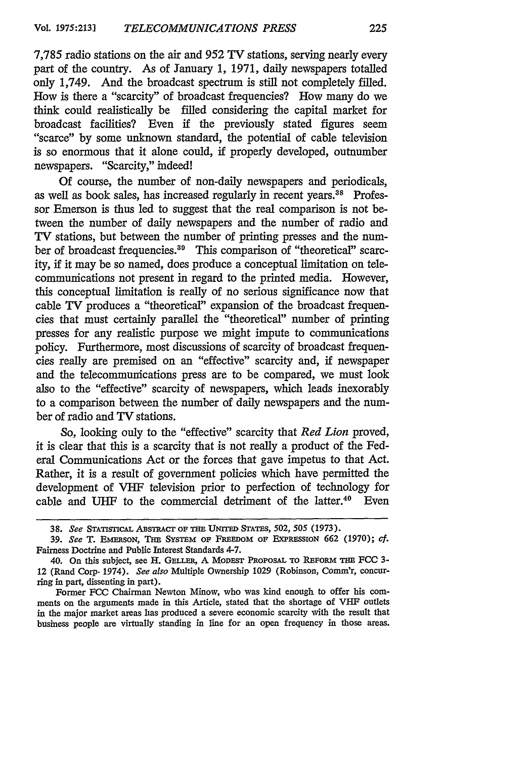7,785 radio stations on the air and 952 TV stations, serving nearly every part of the country. As of January 1, 1971, daily newspapers totalled only 1,749. And the broadcast spectrum is still not completely filled. How is there a "scarcity" of broadcast frequencies? How many do we think could realistically be filled considering the capital market for broadcast facilities? Even if the previously stated figures seem "scarce" by some unknown standard, the potential of cable television is so enormous that it alone could, if properly developed, outnumber newspapers. "Scarcity," indeed!

Of course, the number of non-daily newspapers and periodicals, as well as book sales, has increased regularly in recent years.[38] Professor Emerson is thus led to suggest that the real comparison is not between the number of daily newspapers and the number of radio and TV stations, but between the number of printing presses and the number of broadcast frequencies.[39] This comparison of "theoretical" scarcity, if it may be so named, does produce a conceptual limitation on telecommunications not present in regard to the printed media. However, this conceptual limitation is really of no serious significance now that cable TV produces a "theoretical" expansion of the broadcast frequencies that must certainly parallel the "theoretical" number of printing presses for any realistic purpose we might impute to communications policy. Furthermore, most discussions of scarcity of broadcast frequencies really are premised on an "effective" scarcity and, if newspaper and the telecommunications press are to be compared, we must look also to the "effective" scarcity of newspapers, which leads inexorably to a comparison between the number of daily newspapers and the number of radio and TV stations.

So, looking only to the "effective" scarcity that *Red Lion* proved, it is clear that this is a scarcity that is not really a product of the Federal Communications Act or the forces that gave impetus to that Act. Rather, it is a result of government policies which have permitted the development of VHF television prior to perfection of technology for cable and UHF to the commercial detriment of the latter.[40] Even

---

38. *See* STATISTICAL ABSTRACT OF THE UNITED STATES, 502, 505 (1973).

39. *See* T. EMERSON, THE SYSTEM OF FREEDOM OF EXPRESSION 662 (1970); *cf.* Fairness Doctrine and Public Interest Standards 4-7.

40. On this subject, see H. GELLER, A MODEST PROPOSAL TO REFORM THE FCC 3-12 (Rand Corp. 1974). *See also* Multiple Ownership 1029 (Robinson, Comm'r, concurring in part, dissenting in part).

Former FCC Chairman Newton Minow, who was kind enough to offer his comments on the arguments made in this Article, stated that the shortage of VHF outlets in the major market areas has produced a severe economic scarcity with the result that business people are virtually standing in line for an open frequency in those areas.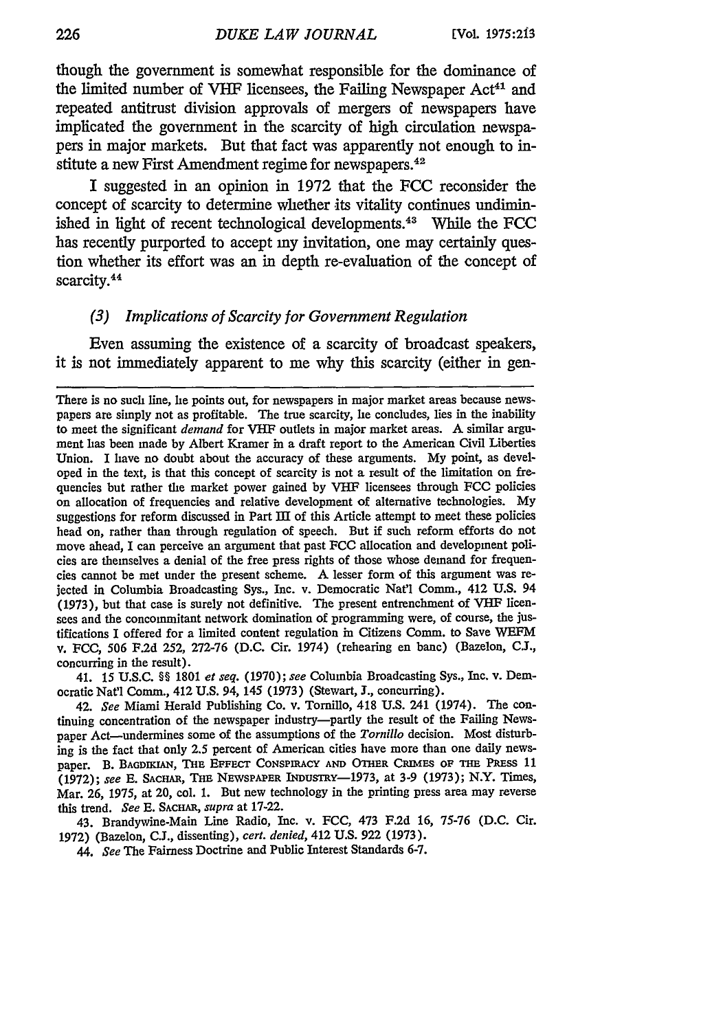though the government is somewhat responsible for the dominance of the limited number of VHF licensees, the Failing Newspaper Act[41] and repeated antitrust division approvals of mergers of newspapers have implicated the government in the scarcity of high circulation newspapers in major markets. But that fact was apparently not enough to institute a new First Amendment regime for newspapers.[42]

I suggested in an opinion in 1972 that the FCC reconsider the concept of scarcity to determine whether its vitality continues undiminished in light of recent technological developments.[43] While the FCC has recently purported to accept my invitation, one may certainly question whether its effort was an in depth re-evaluation of the concept of scarcity.[44]

### *(3) Implications of Scarcity for Government Regulation*

Even assuming the existence of a scarcity of broadcast speakers, it is not immediately apparent to me why this scarcity (either in gen-

---

There is no such line, he points out, for newspapers in major market areas because newspapers are simply not as profitable. The true scarcity, he concludes, lies in the inability to meet the significant *demand* for VHF outlets in major market areas. A similar argument has been made by Albert Kramer in a draft report to the American Civil Liberties Union. I have no doubt about the accuracy of these arguments. My point, as developed in the text, is that this concept of scarcity is not a result of the limitation on frequencies but rather the market power gained by VHF licensees through FCC policies on allocation of frequencies and relative development of alternative technologies. My suggestions for reform discussed in Part III of this Article attempt to meet these policies head on, rather than through regulation of speech. But if such reform efforts do not move ahead, I can perceive an argument that past FCC allocation and development policies are themselves a denial of the free press rights of those whose demand for frequencies cannot be met under the present scheme. A lesser form of this argument was rejected in Columbia Broadcasting Sys., Inc. v. Democratic Nat'l Comm., 412 U.S. 94 (1973), but that case is surely not definitive. The present entrenchment of VHF licensees and the concommitant network domination of programming were, of course, the justifications I offered for a limited content regulation in Citizens Comm. to Save WEFM v. FCC, 506 F.2d 252, 272-76 (D.C. Cir. 1974) (rehearing en banc) (Bazelon, C.J., concurring in the result).

41. 15 U.S.C. §§ 1801 *et seq.* (1970); *see* Columbia Broadcasting Sys., Inc. v. Democratic Nat'l Comm., 412 U.S. 94, 145 (1973) (Stewart, J., concurring).

42. *See* Miami Herald Publishing Co. v. Tornillo, 418 U.S. 241 (1974). The continuing concentration of the newspaper industry—partly the result of the Failing Newspaper Act—undermines some of the assumptions of the *Tornillo* decision. Most disturbing is the fact that only 2.5 percent of American cities have more than one daily newspaper. B. BAGDIKIAN, THE EFFECT CONSPIRACY AND OTHER CRIMES OF THE PRESS 11 (1972); *see* E. SACHAR, THE NEWSPAPER INDUSTRY—1973, at 3-9 (1973); N.Y. Times, Mar. 26, 1975, at 20, col. 1. But new technology in the printing press area may reverse this trend. *See* E. SACHAR, *supra* at 17-22.

43. Brandywine-Main Line Radio, Inc. v. FCC, 473 F.2d 16, 75-76 (D.C. Cir. 1972) (Bazelon, C.J., dissenting), *cert. denied*, 412 U.S. 922 (1973).

44. *See* The Fairness Doctrine and Public Interest Standards 6-7.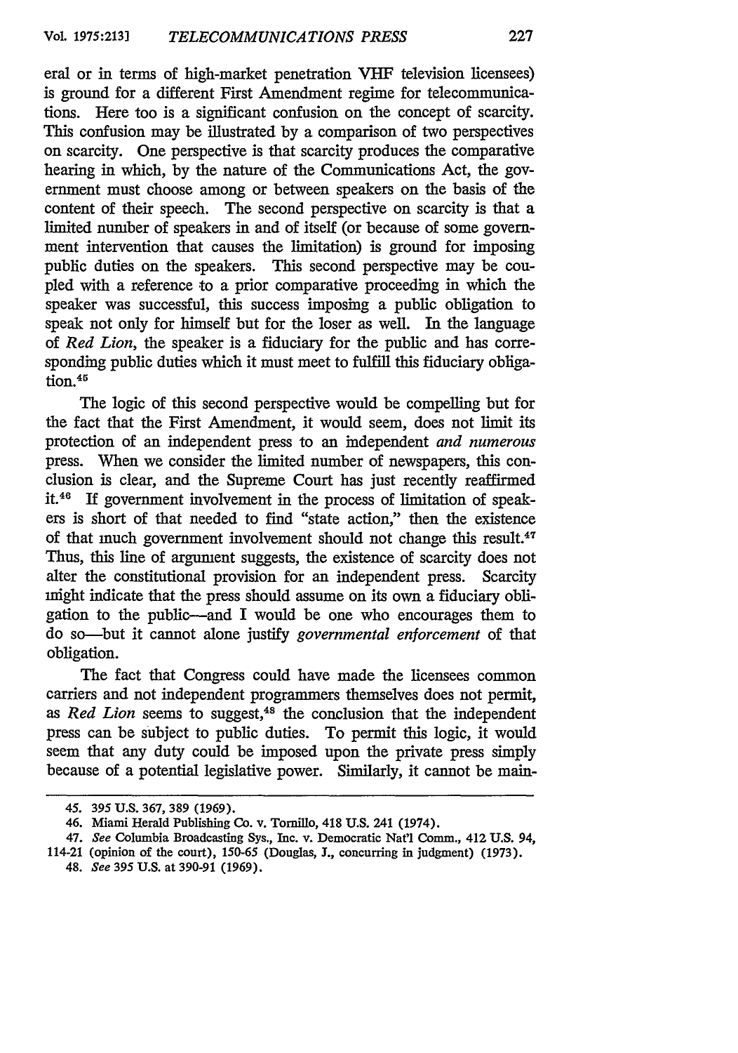eral or in terms of high-market penetration VHF television licensees) is ground for a different First Amendment regime for telecommunications. Here too is a significant confusion on the concept of scarcity. This confusion may be illustrated by a comparison of two perspectives on scarcity. One perspective is that scarcity produces the comparative hearing in which, by the nature of the Communications Act, the government must choose among or between speakers on the basis of the content of their speech. The second perspective on scarcity is that a limited number of speakers in and of itself (or because of some government intervention that causes the limitation) is ground for imposing public duties on the speakers. This second perspective may be coupled with a reference to a prior comparative proceeding in which the speaker was successful, this success imposing a public obligation to speak not only for himself but for the loser as well. In the language of *Red Lion*, the speaker is a fiduciary for the public and has corresponding public duties which it must meet to fulfill this fiduciary obligation.[45]

The logic of this second perspective would be compelling but for the fact that the First Amendment, it would seem, does not limit its protection of an independent press to an independent *and numerous* press. When we consider the limited number of newspapers, this conclusion is clear, and the Supreme Court has just recently reaffirmed it.[46] If government involvement in the process of limitation of speakers is short of that needed to find "state action," then the existence of that much government involvement should not change this result.[47] Thus, this line of argument suggests, the existence of scarcity does not alter the constitutional provision for an independent press. Scarcity might indicate that the press should assume on its own a fiduciary obligation to the public—and I would be one who encourages them to do so—but it cannot alone justify *governmental enforcement* of that obligation.

The fact that Congress could have made the licensees common carriers and not independent programmers themselves does not permit, as *Red Lion* seems to suggest,[48] the conclusion that the independent press can be subject to public duties. To permit this logic, it would seem that any duty could be imposed upon the private press simply because of a potential legislative power. Similarly, it cannot be main-

45. 395 U.S. 367, 389 (1969).

46. Miami Herald Publishing Co. v. Tornillo, 418 U.S. 241 (1974).

47. *See* Columbia Broadcasting Sys., Inc. v. Democratic Nat'l Comm., 412 U.S. 94, 114-21 (opinion of the court), 150-65 (Douglas, J., concurring in judgment) (1973).

48. *See* 395 U.S. at 390-91 (1969).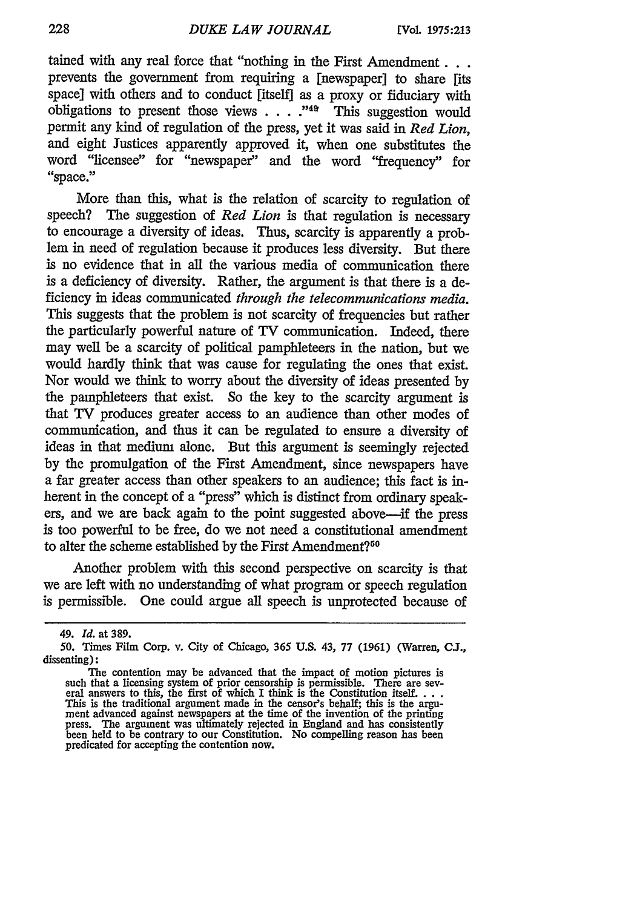tained with any real force that "nothing in the First Amendment . . . prevents the government from requiring a [newspaper] to share [its space] with others and to conduct [itself] as a proxy or fiduciary with obligations to present those views . . . ."[49] This suggestion would permit any kind of regulation of the press, yet it was said in *Red Lion*, and eight Justices apparently approved it, when one substitutes the word "licensee" for "newspaper" and the word "frequency" for "space."

More than this, what is the relation of scarcity to regulation of speech? The suggestion of *Red Lion* is that regulation is necessary to encourage a diversity of ideas. Thus, scarcity is apparently a problem in need of regulation because it produces less diversity. But there is no evidence that in all the various media of communication there is a deficiency of diversity. Rather, the argument is that there is a deficiency in ideas communicated *through the telecommunications media.* This suggests that the problem is not scarcity of frequencies but rather the particularly powerful nature of TV communication. Indeed, there may well be a scarcity of political pamphleteers in the nation, but we would hardly think that was cause for regulating the ones that exist. Nor would we think to worry about the diversity of ideas presented by the pamphleteers that exist. So the key to the scarcity argument is that TV produces greater access to an audience than other modes of communication, and thus it can be regulated to ensure a diversity of ideas in that medium alone. But this argument is seemingly rejected by the promulgation of the First Amendment, since newspapers have a far greater access than other speakers to an audience; this fact is inherent in the concept of a "press" which is distinct from ordinary speakers, and we are back again to the point suggested above—if the press is too powerful to be free, do we not need a constitutional amendment to alter the scheme established by the First Amendment?[50]

Another problem with this second perspective on scarcity is that we are left with no understanding of what program or speech regulation is permissible. One could argue all speech is unprotected because of

---

49. *Id.* at 389.

50. Times Film Corp. v. City of Chicago, 365 U.S. 43, 77 (1961) (Warren, C.J., dissenting):

> The contention may be advanced that the impact of motion pictures is such that a licensing system of prior censorship is permissible. There are several answers to this, the first of which I think is the Constitution itself. . . . This is the traditional argument made in the censor's behalf; this is the argument advanced against newspapers at the time of the invention of the printing press. The argument was ultimately rejected in England and has consistently been held to be contrary to our Constitution. No compelling reason has been predicated for accepting the contention now.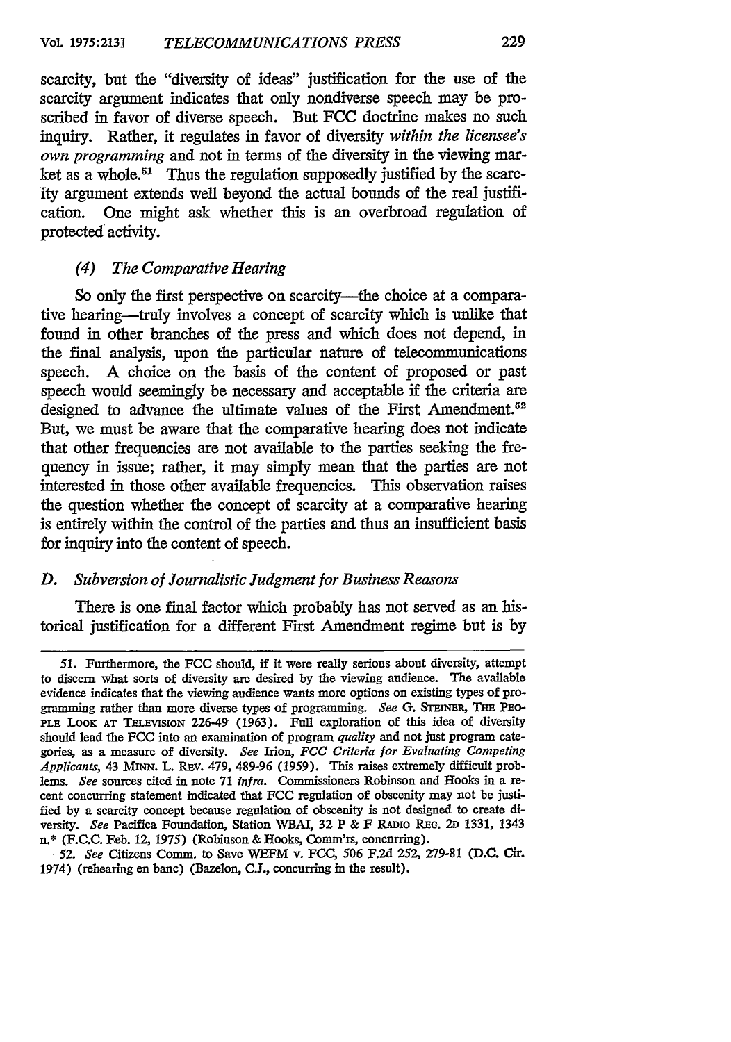scarcity, but the "diversity of ideas" justification for the use of the scarcity argument indicates that only nondiverse speech may be proscribed in favor of diverse speech. But FCC doctrine makes no such inquiry. Rather, it regulates in favor of diversity *within the licensee's own programming* and not in terms of the diversity in the viewing market as a whole.[51] Thus the regulation supposedly justified by the scarcity argument extends well beyond the actual bounds of the real justification. One might ask whether this is an overbroad regulation of protected activity.

#### *(4) The Comparative Hearing*

So only the first perspective on scarcity—the choice at a comparative hearing—truly involves a concept of scarcity which is unlike that found in other branches of the press and which does not depend, in the final analysis, upon the particular nature of telecommunications speech. A choice on the basis of the content of proposed or past speech would seemingly be necessary and acceptable if the criteria are designed to advance the ultimate values of the First Amendment.[52] But, we must be aware that the comparative hearing does not indicate that other frequencies are not available to the parties seeking the frequency in issue; rather, it may simply mean that the parties are not interested in those other available frequencies. This observation raises the question whether the concept of scarcity at a comparative hearing is entirely within the control of the parties and thus an insufficient basis for inquiry into the content of speech.

### *D. Subversion of Journalistic Judgment for Business Reasons*

There is one final factor which probably has not served as an historical justification for a different First Amendment regime but is by

---

51. Furthermore, the FCC should, if it were really serious about diversity, attempt to discern what sorts of diversity are desired by the viewing audience. The available evidence indicates that the viewing audience wants more options on existing types of programming rather than more diverse types of programming. *See* G. STEINER, THE PEOPLE LOOK AT TELEVISION 226-49 (1963). Full exploration of this idea of diversity should lead the FCC into an examination of program *quality* and not just program categories, as a measure of diversity. *See* Irion, *FCC Criteria for Evaluating Competing Applicants*, 43 MINN. L. REV. 479, 489-96 (1959). This raises extremely difficult problems. *See* sources cited in note 71 *infra*. Commissioners Robinson and Hooks in a recent concurring statement indicated that FCC regulation of obscenity may not be justified by a scarcity concept because regulation of obscenity is not designed to create diversity. *See* Pacifica Foundation, Station WBAI, 32 P & F RADIO REG. 2D 1331, 1343 n.* (F.C.C. Feb. 12, 1975) (Robinson & Hooks, Comm'rs, concnrring).

52. *See* Citizens Comm. to Save WEFM v. FCC, 506 F.2d 252, 279-81 (D.C. Cir. 1974) (rehearing en banc) (Bazelon, C.J., concurring in the result).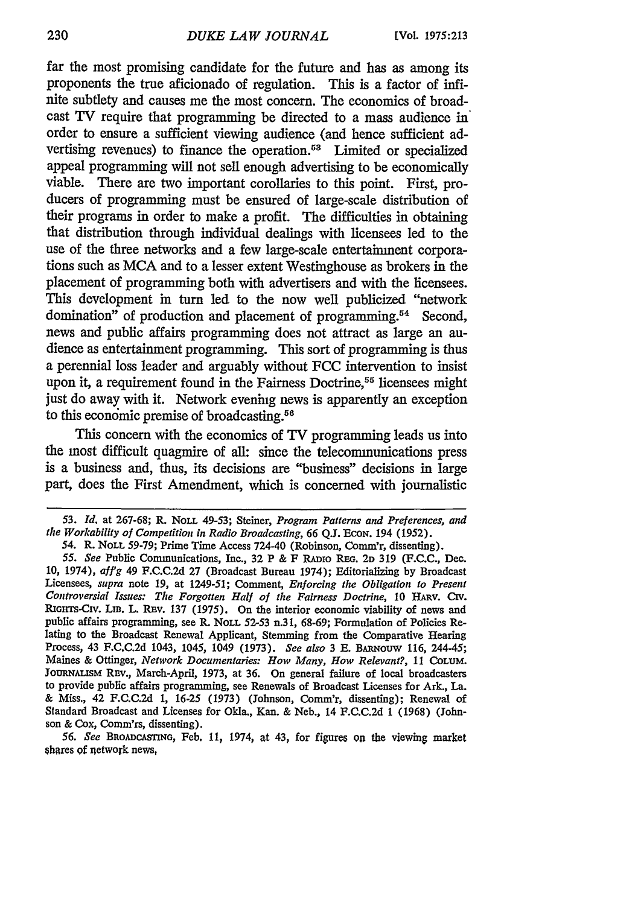far the most promising candidate for the future and has as among its proponents the true aficionado of regulation. This is a factor of infinite subtlety and causes me the most concern. The economics of broadcast TV require that programming be directed to a mass audience in order to ensure a sufficient viewing audience (and hence sufficient advertising revenues) to finance the operation.[53] Limited or specialized appeal programming will not sell enough advertising to be economically viable. There are two important corollaries to this point. First, producers of programming must be ensured of large-scale distribution of their programs in order to make a profit. The difficulties in obtaining that distribution through individual dealings with licensees led to the use of the three networks and a few large-scale entertainment corporations such as MCA and to a lesser extent Westinghouse as brokers in the placement of programming both with advertisers and with the licensees. This development in turn led to the now well publicized "network domination" of production and placement of programming.[54] Second, news and public affairs programming does not attract as large an audience as entertainment programming. This sort of programming is thus a perennial loss leader and arguably without FCC intervention to insist upon it, a requirement found in the Fairness Doctrine,[55] licensees might just do away with it. Network evening news is apparently an exception to this economic premise of broadcasting.[56]

This concern with the economics of TV programming leads us into the most difficult quagmire of all: since the telecommunications press is a business and, thus, its decisions are "business" decisions in large part, does the First Amendment, which is concerned with journalistic

---

53. *Id.* at 267-68; R. NOLL 49-53; Steiner, *Program Patterns and Preferences, and the Workability of Competition in Radio Broadcasting*, 66 Q.J. ECON. 194 (1952).

54. R. NOLL 59-79; Prime Time Access 724-40 (Robinson, Comm'r, dissenting).

55. *See* Public Communications, Inc., 32 P & F RADIO REG. 2D 319 (F.C.C., Dec. 10, 1974), *aff'g* 49 F.C.C.2d 27 (Broadcast Bureau 1974); Editorializing by Broadcast Licensees, *supra* note 19, at 1249-51; Comment, *Enforcing the Obligation to Present Controversial Issues: The Forgotten Half of the Fairness Doctrine*, 10 HARV. CIV. RIGHTS-CIV. LIB. L. REV. 137 (1975). On the interior economic viability of news and public affairs programming, see R. NOLL 52-53 n.31, 68-69; Formulation of Policies Relating to the Broadcast Renewal Applicant, Stemming from the Comparative Hearing Process, 43 F.C.C.2d 1043, 1045, 1049 (1973). *See also* 3 E. BARNOUW 116, 244-45; Maines & Ottinger, *Network Documentaries: How Many, How Relevant?*, 11 COLUM. JOURNALISM REV., March-April, 1973, at 36. On general failure of local broadcasters to provide public affairs programming, see Renewals of Broadcast Licenses for Ark., La. & Miss., 42 F.C.C.2d 1, 16-25 (1973) (Johnson, Comm'r, dissenting); Renewal of Standard Broadcast and Licenses for Okla., Kan. & Neb., 14 F.C.C.2d 1 (1968) (Johnson & Cox, Comm'rs, dissenting).

56. *See* BROADCASTING, Feb. 11, 1974, at 43, for figures on the viewing market shares of network news.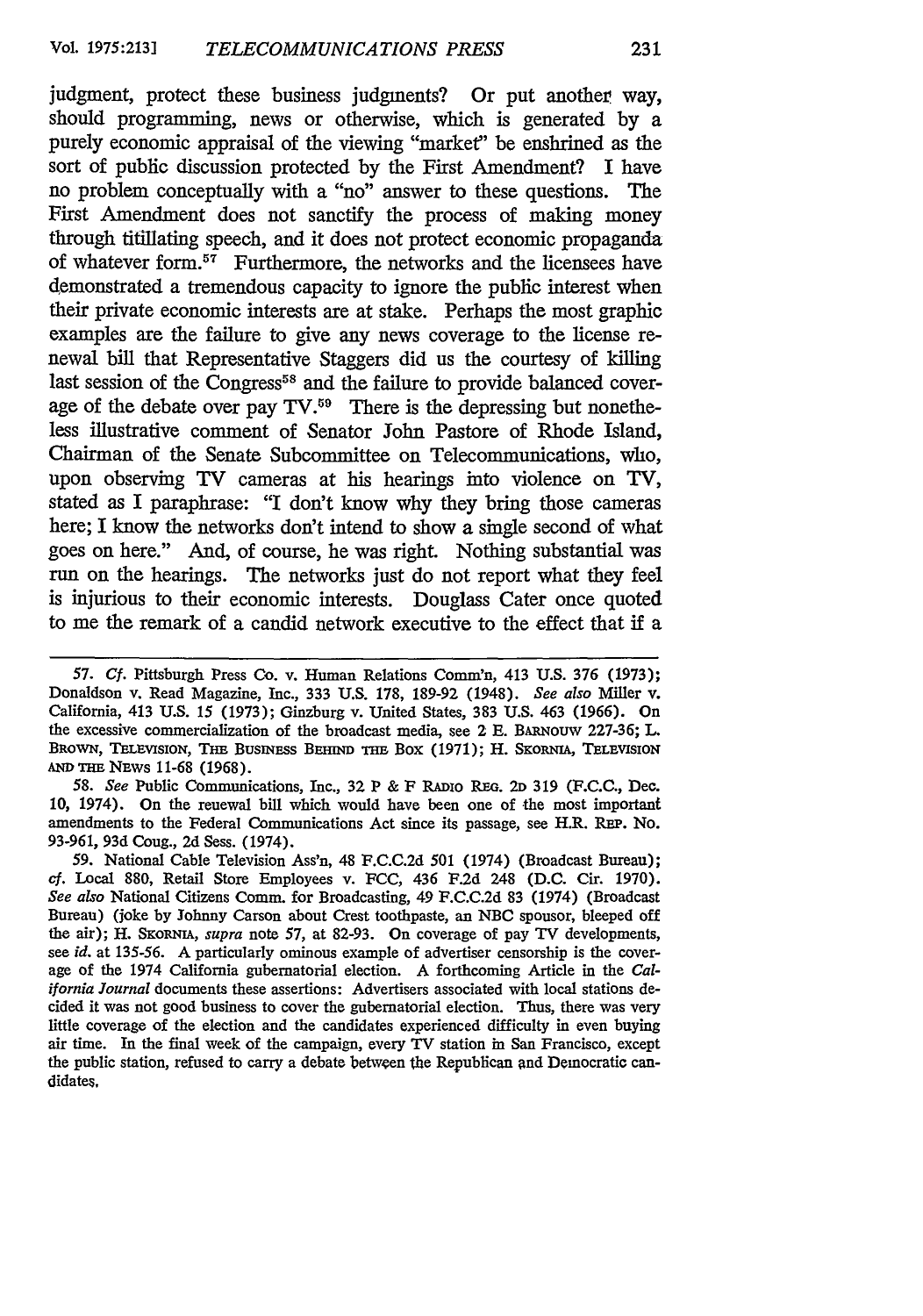judgment, protect these business judgments? Or put another way, should programming, news or otherwise, which is generated by a purely economic appraisal of the viewing "market" be enshrined as the sort of public discussion protected by the First Amendment? I have no problem conceptually with a "no" answer to these questions. The First Amendment does not sanctify the process of making money through titillating speech, and it does not protect economic propaganda of whatever form.[57] Furthermore, the networks and the licensees have demonstrated a tremendous capacity to ignore the public interest when their private economic interests are at stake. Perhaps the most graphic examples are the failure to give any news coverage to the license renewal bill that Representative Staggers did us the courtesy of killing last session of the Congress[58] and the failure to provide balanced coverage of the debate over pay TV.[59] There is the depressing but nonetheless illustrative comment of Senator John Pastore of Rhode Island, Chairman of the Senate Subcommittee on Telecommunications, who, upon observing TV cameras at his hearings into violence on TV, stated as I paraphrase: "I don't know why they bring those cameras here; I know the networks don't intend to show a single second of what goes on here." And, of course, he was right. Nothing substantial was run on the hearings. The networks just do not report what they feel is injurious to their economic interests. Douglass Cater once quoted to me the remark of a candid network executive to the effect that if a

---

57. *Cf.* Pittsburgh Press Co. v. Human Relations Comm'n, 413 U.S. 376 (1973); Donaldson v. Read Magazine, Inc., 333 U.S. 178, 189-92 (1948). *See also* Miller v. California, 413 U.S. 15 (1973); Ginzburg v. United States, 383 U.S. 463 (1966). On the excessive commercialization of the broadcast media, see 2 E. BARNOUW 227-36; L. BROWN, TELEVISION, THE BUSINESS BEHIND THE BOX (1971); H. SKORNIA, TELEVISION AND THE NEWS 11-68 (1968).

58. *See* Public Communications, Inc., 32 P & F RADIO REG. 2D 319 (F.C.C., Dec. 10, 1974). On the reuewal bill which would have been one of the most important amendments to the Federal Communications Act since its passage, see H.R. REP. No. 93-961, 93d Coug., 2d Sess. (1974).

59. National Cable Television Ass'n, 48 F.C.C.2d 501 (1974) (Broadcast Bureau); *cf.* Local 880, Retail Store Employees v. FCC, 436 F.2d 248 (D.C. Cir. 1970). *See also* National Citizens Comm. for Broadcasting, 49 F.C.C.2d 83 (1974) (Broadcast Bureau) (joke by Johnny Carson about Crest toothpaste, an NBC spousor, bleeped off the air); H. SKORNIA, *supra* note 57, at 82-93. On coverage of pay TV developments, see *id.* at 135-56. A particularly ominous example of advertiser censorship is the coverage of the 1974 California gubernatorial election. A forthcoming Article in the *California Journal* documents these assertions: Advertisers associated with local stations decided it was not good business to cover the gubernatorial election. Thus, there was very little coverage of the election and the candidates experienced difficulty in even buying air time. In the final week of the campaign, every TV station in San Francisco, except the public station, refused to carry a debate between the Republican and Democratic candidates.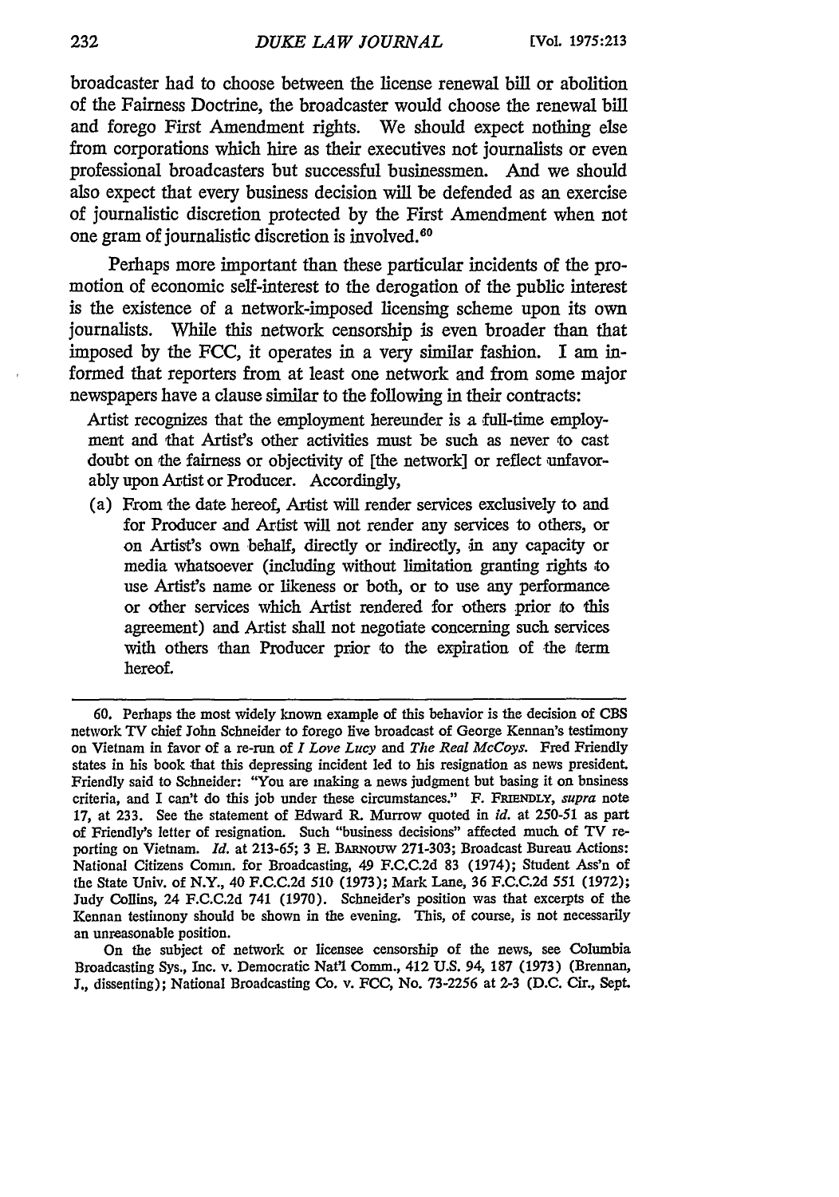broadcaster had to choose between the license renewal bill or abolition of the Fairness Doctrine, the broadcaster would choose the renewal bill and forego First Amendment rights. We should expect nothing else from corporations which hire as their executives not journalists or even professional broadcasters but successful businessmen. And we should also expect that every business decision will be defended as an exercise of journalistic discretion protected by the First Amendment when not one gram of journalistic discretion is involved.[60]

Perhaps more important than these particular incidents of the promotion of economic self-interest to the derogation of the public interest is the existence of a network-imposed licensing scheme upon its own journalists. While this network censorship is even broader than that imposed by the FCC, it operates in a very similar fashion. I am informed that reporters from at least one network and from some major newspapers have a clause similar to the following in their contracts:

> Artist recognizes that the employment hereunder is a full-time employment and that Artist's other activities must be such as never to cast doubt on the fairness or objectivity of [the network] or reflect unfavorably upon Artist or Producer. Accordingly,
>
> (a) From the date hereof, Artist will render services exclusively to and for Producer and Artist will not render any services to others, or on Artist's own behalf, directly or indirectly, in any capacity or media whatsoever (including without limitation granting rights to use Artist's name or likeness or both, or to use any performance or other services which Artist rendered for others prior to this agreement) and Artist shall not negotiate concerning such services with others than Producer prior to the expiration of the term hereof.

---

60. Perhaps the most widely known example of this behavior is the decision of CBS network TV chief John Schneider to forego live broadcast of George Kennan's testimony on Vietnam in favor of a re-run of *I Love Lucy* and *The Real McCoys*. Fred Friendly states in his book that this depressing incident led to his resignation as news president. Friendly said to Schneider: "You are making a news judgment but basing it on business criteria, and I can't do this job under these circumstances." F. FRIENDLY, *supra* note 17, at 233. See the statement of Edward R. Murrow quoted in *id.* at 250-51 as part of Friendly's letter of resignation. Such "business decisions" affected much of TV reporting on Vietnam. *Id.* at 213-65; 3 E. BARNOUW 271-303; Broadcast Bureau Actions: National Citizens Comm. for Broadcasting, 49 F.C.C.2d 83 (1974); Student Ass'n of the State Univ. of N.Y., 40 F.C.C.2d 510 (1973); Mark Lane, 36 F.C.C.2d 551 (1972); Judy Collins, 24 F.C.C.2d 741 (1970). Schneider's position was that excerpts of the Kennan testimony should be shown in the evening. This, of course, is not necessarily an unreasonable position.

On the subject of network or licensee censorship of the news, see Columbia Broadcasting Sys., Inc. v. Democratic Nat'l Comm., 412 U.S. 94, 187 (1973) (Brennan, J., dissenting); National Broadcasting Co. v. FCC, No. 73-2256 at 2-3 (D.C. Cir., Sept.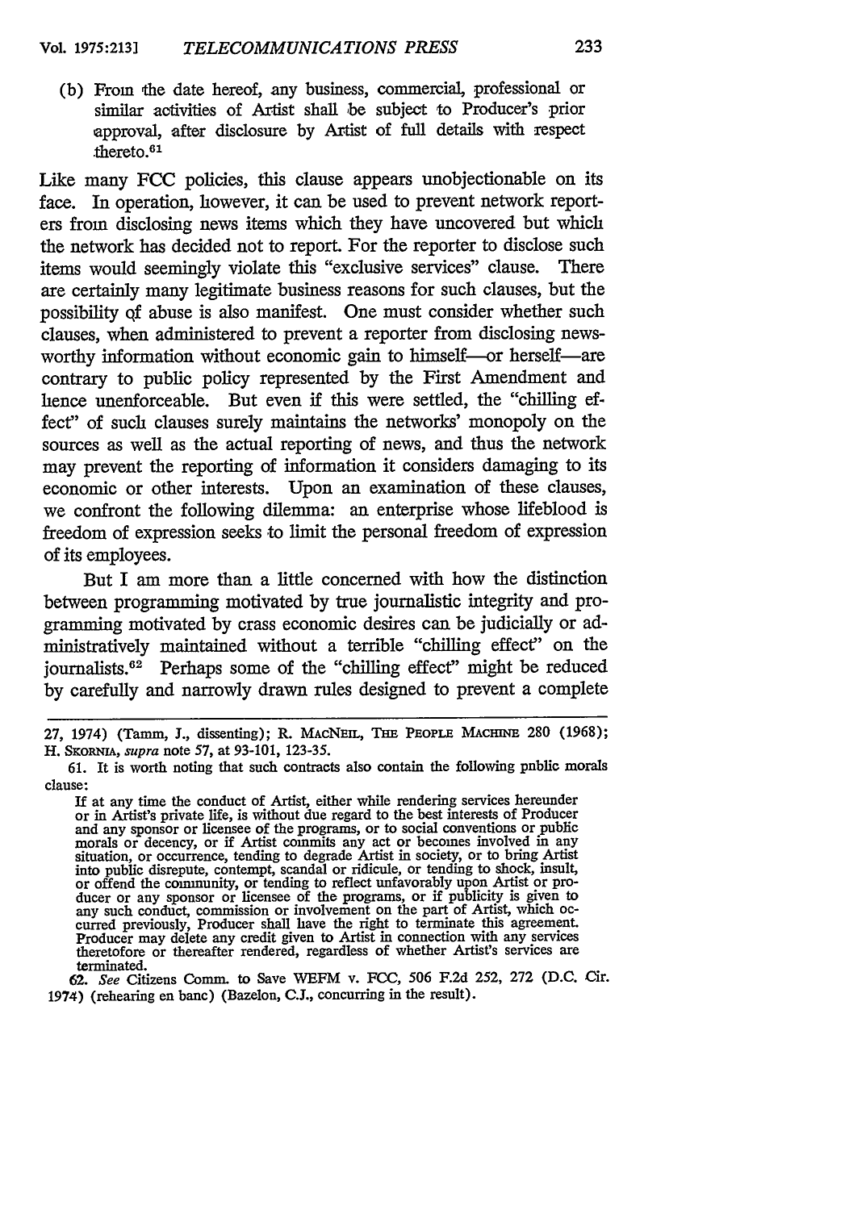(b) From the date hereof, any business, commercial, professional or similar activities of Artist shall be subject to Producer's prior approval, after disclosure by Artist of full details with respect thereto.[61]

Like many FCC policies, this clause appears unobjectionable on its face. In operation, however, it can be used to prevent network reporters from disclosing news items which they have uncovered but which the network has decided not to report. For the reporter to disclose such items would seemingly violate this "exclusive services" clause. There are certainly many legitimate business reasons for such clauses, but the possibility of abuse is also manifest. One must consider whether such clauses, when administered to prevent a reporter from disclosing newsworthy information without economic gain to himself—or herself—are contrary to public policy represented by the First Amendment and hence unenforceable. But even if this were settled, the "chilling effect" of such clauses surely maintains the networks' monopoly on the sources as well as the actual reporting of news, and thus the network may prevent the reporting of information it considers damaging to its economic or other interests. Upon an examination of these clauses, we confront the following dilemma: an enterprise whose lifeblood is freedom of expression seeks to limit the personal freedom of expression of its employees.

But I am more than a little concerned with how the distinction between programming motivated by true journalistic integrity and programming motivated by crass economic desires can be judicially or administratively maintained without a terrible "chilling effect" on the journalists.[62] Perhaps some of the "chilling effect" might be reduced by carefully and narrowly drawn rules designed to prevent a complete

---

27, 1974) (Tamm, J., dissenting); R. MacNeil, The People Machine 280 (1968); H. Skornia, *supra* note 57, at 93-101, 123-35.

61. It is worth noting that such contracts also contain the following public morals clause:

> If at any time the conduct of Artist, either while rendering services hereunder or in Artist's private life, is without due regard to the best interests of Producer and any sponsor or licensee of the programs, or to social conventions or public morals or decency, or if Artist commits any act or becomes involved in any situation, or occurrence, tending to degrade Artist in society, or to bring Artist into public disrepute, contempt, scandal or ridicule, or tending to shock, insult, or offend the community, or tending to reflect unfavorably upon Artist or producer or any sponsor or licensee of the programs, or if publicity is given to any such conduct, commission or involvement on the part of Artist, which occurred previously, Producer shall have the right to terminate this agreement. Producer may delete any credit given to Artist in connection with any services theretofore or thereafter rendered, regardless of whether Artist's services are terminated.

62. *See* Citizens Comm. to Save WEFM v. FCC, 506 F.2d 252, 272 (D.C. Cir. 1974) (rehearing en banc) (Bazelon, C.J., concurring in the result).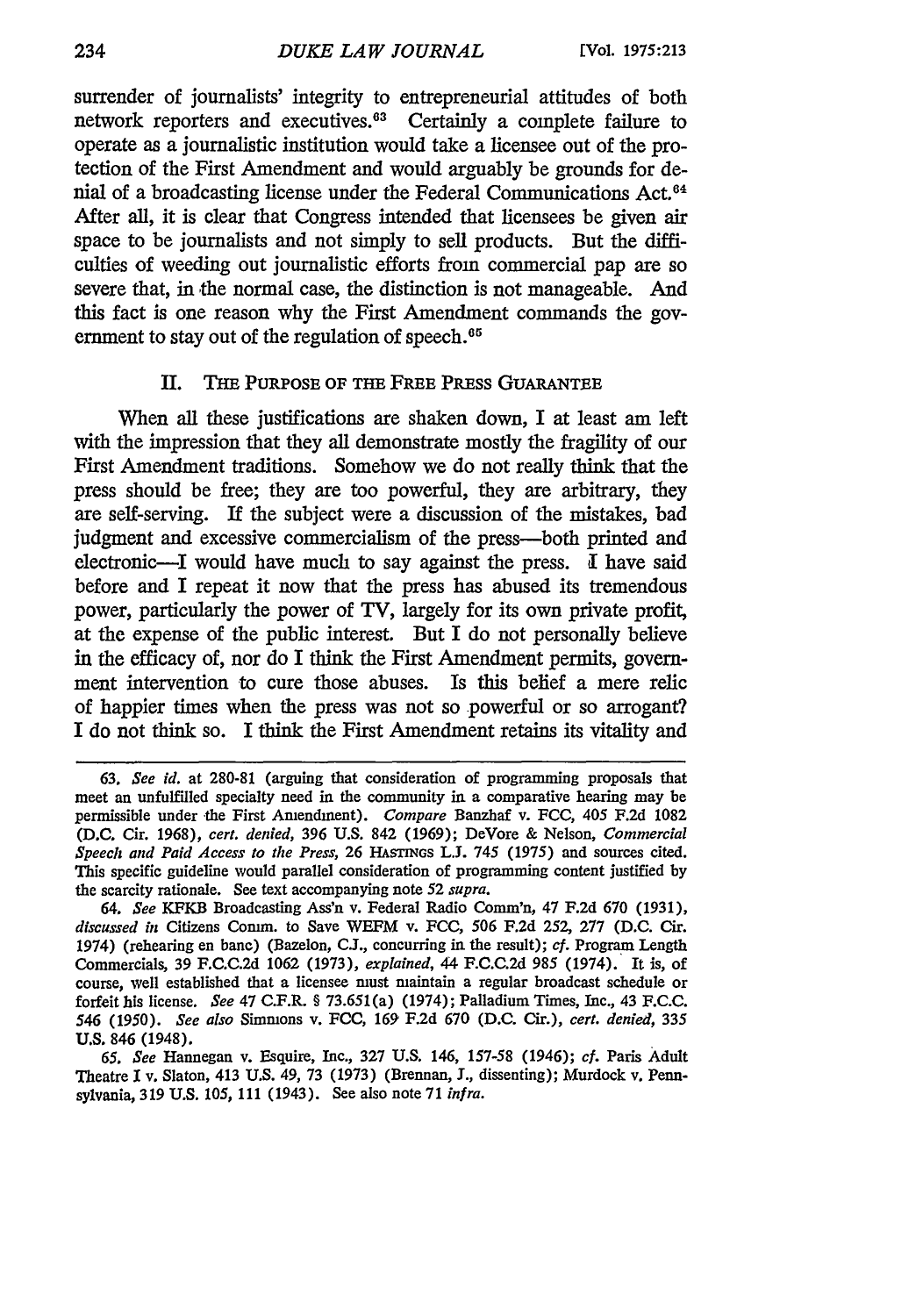surrender of journalists' integrity to entrepreneurial attitudes of both network reporters and executives.[63] Certainly a complete failure to operate as a journalistic institution would take a licensee out of the protection of the First Amendment and would arguably be grounds for denial of a broadcasting license under the Federal Communications Act.[64] After all, it is clear that Congress intended that licensees be given air space to be journalists and not simply to sell products. But the difficulties of weeding out journalistic efforts from commercial pap are so severe that, in the normal case, the distinction is not manageable. And this fact is one reason why the First Amendment commands the government to stay out of the regulation of speech.[65]

## II. The Purpose of the Free Press Guarantee

When all these justifications are shaken down, I at least am left with the impression that they all demonstrate mostly the fragility of our First Amendment traditions. Somehow we do not really think that the press should be free; they are too powerful, they are arbitrary, they are self-serving. If the subject were a discussion of the mistakes, bad judgment and excessive commercialism of the press—both printed and electronic—I would have much to say against the press. I have said before and I repeat it now that the press has abused its tremendous power, particularly the power of TV, largely for its own private profit, at the expense of the public interest. But I do not personally believe in the efficacy of, nor do I think the First Amendment permits, government intervention to cure those abuses. Is this belief a mere relic of happier times when the press was not so powerful or so arrogant? I do not think so. I think the First Amendment retains its vitality and

---

63. *See id.* at 280-81 (arguing that consideration of programming proposals that meet an unfulfilled specialty need in the community in a comparative hearing may be permissible under the First Amendment). *Compare* Banzhaf v. FCC, 405 F.2d 1082 (D.C. Cir. 1968), *cert. denied*, 396 U.S. 842 (1969); DeVore & Nelson, *Commercial Speech and Paid Access to the Press*, 26 Hastings L.J. 745 (1975) and sources cited. This specific guideline would parallel consideration of programming content justified by the scarcity rationale. See text accompanying note 52 *supra*.

64. *See* KFKB Broadcasting Ass'n v. Federal Radio Comm'n, 47 F.2d 670 (1931), *discussed in* Citizens Comm. to Save WEFM v. FCC, 506 F.2d 252, 277 (D.C. Cir. 1974) (rehearing en banc) (Bazelon, C.J., concurring in the result); *cf.* Program Length Commercials, 39 F.C.C.2d 1062 (1973), *explained*, 44 F.C.C.2d 985 (1974). It is, of course, well established that a licensee must maintain a regular broadcast schedule or forfeit his license. *See* 47 C.F.R. § 73.651(a) (1974); Palladium Times, Inc., 43 F.C.C. 546 (1950). *See also* Simmons v. FCC, 169 F.2d 670 (D.C. Cir.), *cert. denied*, 335 U.S. 846 (1948).

65. *See* Hannegan v. Esquire, Inc., 327 U.S. 146, 157-58 (1946); *cf.* Paris Adult Theatre I v. Slaton, 413 U.S. 49, 73 (1973) (Brennan, J., dissenting); Murdock v. Pennsylvania, 319 U.S. 105, 111 (1943). See also note 71 *infra*.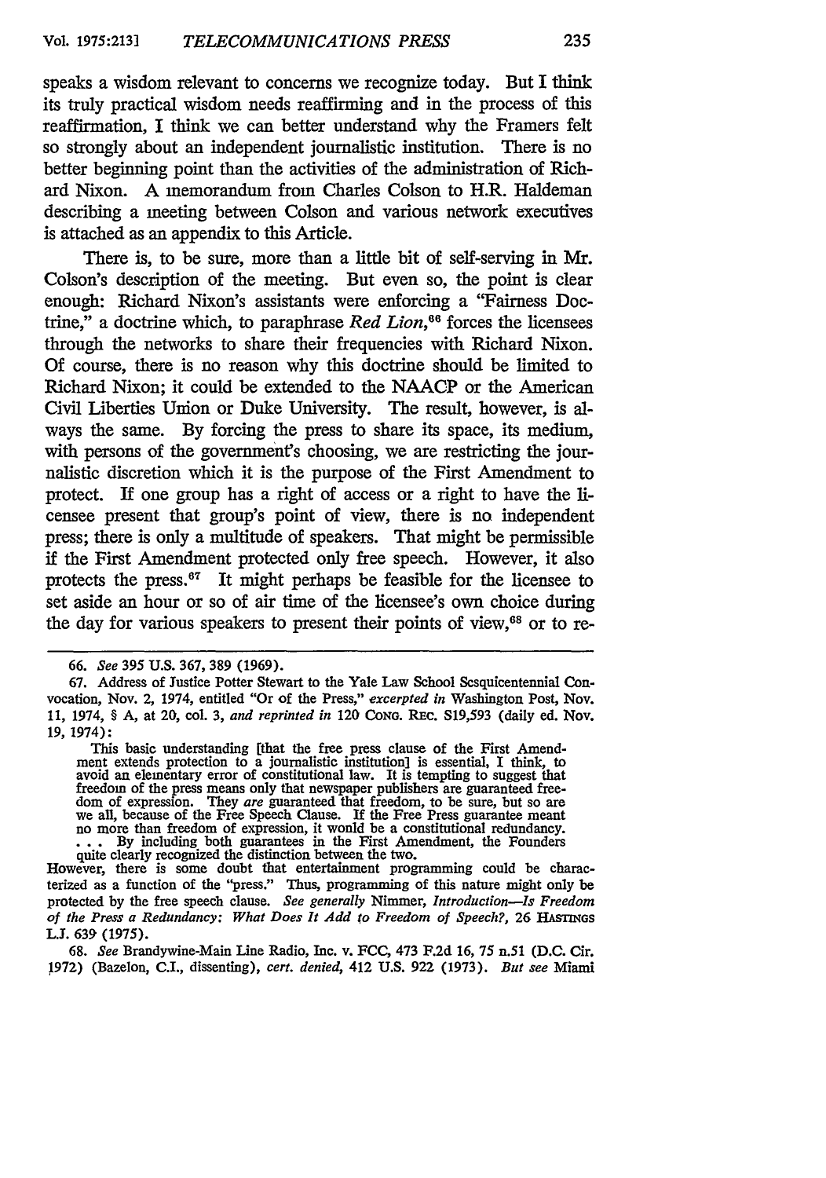speaks a wisdom relevant to concerns we recognize today. But I think its truly practical wisdom needs reaffirming and in the process of this reaffirmation, I think we can better understand why the Framers felt so strongly about an independent journalistic institution. There is no better beginning point than the activities of the administration of Richard Nixon. A memorandum from Charles Colson to H.R. Haldeman describing a meeting between Colson and various network executives is attached as an appendix to this Article.

There is, to be sure, more than a little bit of self-serving in Mr. Colson's description of the meeting. But even so, the point is clear enough: Richard Nixon's assistants were enforcing a "Fairness Doctrine," a doctrine which, to paraphrase *Red Lion*,[66] forces the licensees through the networks to share their frequencies with Richard Nixon. Of course, there is no reason why this doctrine should be limited to Richard Nixon; it could be extended to the NAACP or the American Civil Liberties Union or Duke University. The result, however, is always the same. By forcing the press to share its space, its medium, with persons of the government's choosing, we are restricting the journalistic discretion which it is the purpose of the First Amendment to protect. If one group has a right of access or a right to have the licensee present that group's point of view, there is no independent press; there is only a multitude of speakers. That might be permissible if the First Amendment protected only free speech. However, it also protects the press.[67] It might perhaps be feasible for the licensee to set aside an hour or so of air time of the licensee's own choice during the day for various speakers to present their points of view,[68] or to re-

---

66. *See* 395 U.S. 367, 389 (1969).

67. Address of Justice Potter Stewart to the Yale Law School Sesquicentennial Convocation, Nov. 2, 1974, entitled "Or of the Press," *excerpted in* Washington Post, Nov. 11, 1974, § A, at 20, col. 3, *and reprinted in* 120 CONG. REC. S19,593 (daily ed. Nov. 19, 1974):

> This basic understanding [that the free press clause of the First Amendment extends protection to a journalistic institution] is essential, I think, to avoid an elementary error of constitutional law. It is tempting to suggest that freedom of the press means only that newspaper publishers are guaranteed freedom of expression. They *are* guaranteed that freedom, to be sure, but so are we all, because of the Free Speech Clause. If the Free Press guarantee meant no more than freedom of expression, it would be a constitutional redundancy. . . . By including both guarantees in the First Amendment, the Founders quite clearly recognized the distinction between the two.

However, there is some doubt that entertainment programming could be characterized as a function of the "press." Thus, programming of this nature might only be protected by the free speech clause. *See generally* Nimmer, *Introduction—Is Freedom of the Press a Redundancy: What Does It Add to Freedom of Speech?*, 26 HASTINGS L.J. 639 (1975).

68. *See* Brandywine-Main Line Radio, Inc. v. FCC, 473 F.2d 16, 75 n.51 (D.C. Cir. 1972) (Bazelon, C.J., dissenting), *cert. denied*, 412 U.S. 922 (1973). *But see* Miami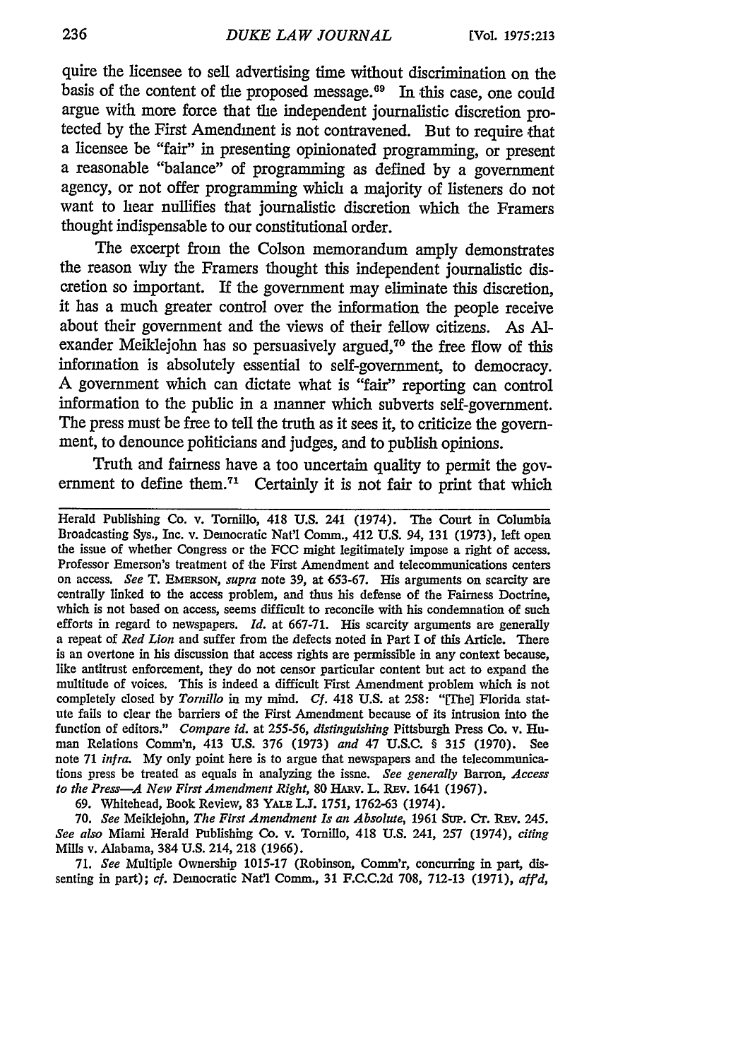quire the licensee to sell advertising time without discrimination on the basis of the content of the proposed message.[69] In this case, one could argue with more force that the independent journalistic discretion protected by the First Amendment is not contravened. But to require that a licensee be "fair" in presenting opinionated programming, or present a reasonable "balance" of programming as defined by a government agency, or not offer programming which a majority of listeners do not want to hear nullifies that journalistic discretion which the Framers thought indispensable to our constitutional order.

The excerpt from the Colson memorandum amply demonstrates the reason why the Framers thought this independent journalistic discretion so important. If the government may eliminate this discretion, it has a much greater control over the information the people receive about their government and the views of their fellow citizens. As Alexander Meiklejohn has so persuasively argued,[70] the free flow of this information is absolutely essential to self-government, to democracy. A government which can dictate what is "fair" reporting can control information to the public in a manner which subverts self-government. The press must be free to tell the truth as it sees it, to criticize the government, to denounce politicians and judges, and to publish opinions.

Truth and fairness have a too uncertain quality to permit the government to define them.[71] Certainly it is not fair to print that which

---

Herald Publishing Co. v. Tornillo, 418 U.S. 241 (1974). The Court in Columbia Broadcasting Sys., Inc. v. Democratic Nat'l Comm., 412 U.S. 94, 131 (1973), left open the issue of whether Congress or the FCC might legitimately impose a right of access. Professor Emerson's treatment of the First Amendment and telecommunications centers on access. *See* T. EMERSON, *supra* note 39, at 653-67. His arguments on scarcity are centrally linked to the access problem, and thus his defense of the Fairness Doctrine, which is not based on access, seems difficult to reconcile with his condemnation of such efforts in regard to newspapers. *Id.* at 667-71. His scarcity arguments are generally a repeat of *Red Lion* and suffer from the defects noted in Part I of this Article. There is an overtone in his discussion that access rights are permissible in any context because, like antitrust enforcement, they do not censor particular content but act to expand the multitude of voices. This is indeed a difficult First Amendment problem which is not completely closed by *Tornillo* in my mind. *Cf.* 418 U.S. at 258: "[The] Florida statute fails to clear the barriers of the First Amendment because of its intrusion into the function of editors." *Compare id.* at 255-56, *distinguishing* Pittsburgh Press Co. v. Human Relations Comm'n, 413 U.S. 376 (1973) *and* 47 U.S.C. § 315 (1970). See note 71 *infra.* My only point here is to argue that newspapers and the telecommunications press be treated as equals in analyzing the issne. *See generally* Barron, *Access to the Press—A New First Amendment Right,* 80 HARV. L. REV. 1641 (1967).

69. Whitehead, Book Review, 83 YALE L.J. 1751, 1762-63 (1974).

70. *See* Meiklejohn, *The First Amendment Is an Absolute,* 1961 SUP. CT. REV. 245. *See also* Miami Herald Publishing Co. v. Tornillo, 418 U.S. 241, 257 (1974), *citing* Mills v. Alabama, 384 U.S. 214, 218 (1966).

71. *See* Multiple Ownership 1015-17 (Robinson, Comm'r, concurring in part, dissenting in part); *cf.* Democratic Nat'l Comm., 31 F.C.C.2d 708, 712-13 (1971), *aff'd,*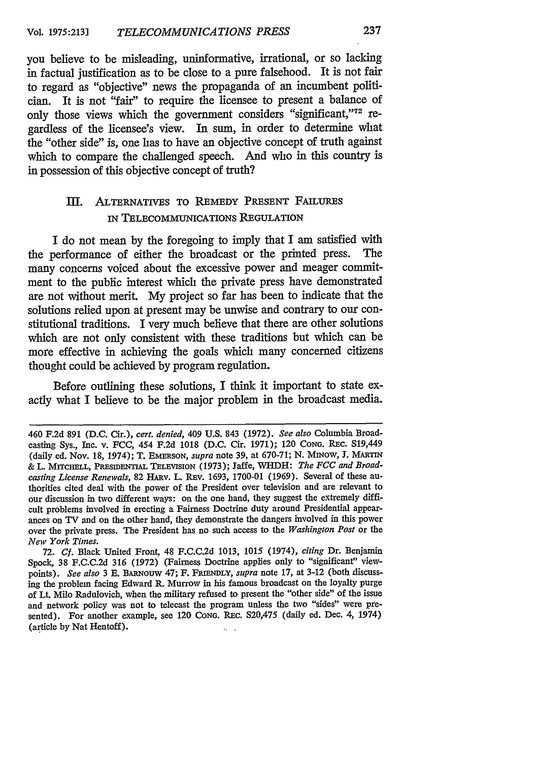you believe to be misleading, uninformative, irrational, or so lacking in factual justification as to be close to a pure falsehood. It is not fair to regard as "objective" news the propaganda of an incumbent politician. It is not "fair" to require the licensee to present a balance of only those views which the government considers "significant,"[72] regardless of the licensee's view. In sum, in order to determine what the "other side" is, one has to have an objective concept of truth against which to compare the challenged speech. And who in this country is in possession of this objective concept of truth?

## III. ALTERNATIVES TO REMEDY PRESENT FAILURES IN TELECOMMUNICATIONS REGULATION

I do not mean by the foregoing to imply that I am satisfied with the performance of either the broadcast or the printed press. The many concerns voiced about the excessive power and meager commitment to the public interest which the private press have demonstrated are not without merit. My project so far has been to indicate that the solutions relied upon at present may be unwise and contrary to our constitutional traditions. I very much believe that there are other solutions which are not only consistent with these traditions but which can be more effective in achieving the goals which many concerned citizens thought could be achieved by program regulation.

Before outlining these solutions, I think it important to state exactly what I believe to be the major problem in the broadcast media.

---

460 F.2d 891 (D.C. Cir.), *cert. denied*, 409 U.S. 843 (1972). *See also* Columbia Broadcasting Sys., Inc. v. FCC, 454 F.2d 1018 (D.C. Cir. 1971); 120 CONG. REC. S19,449 (daily ed. Nov. 18, 1974); T. EMERSON, *supra* note 39, at 670-71; N. MINOW, J. MARTIN & L. MITCHELL, PRESIDENTIAL TELEVISION (1973); Jaffe, WHDH: *The FCC and Broadcasting License Renewals*, 82 HARV. L. REV. 1693, 1700-01 (1969). Several of these authorities cited deal with the power of the President over television and are relevant to our discussion in two different ways: on the one hand, they suggest the extremely difficult problems involved in erecting a Fairness Doctrine duty around Presidential appearances on TV and on the other hand, they demonstrate the dangers involved in this power over the private press. The President has no such access to the *Washington Post* or the *New York Times*.

72. *Cf.* Black United Front, 48 F.C.C.2d 1013, 1015 (1974), *citing* Dr. Benjamin Spock, 38 F.C.C.2d 316 (1972) (Fairness Doctrine applies only to "significant" viewpoints). *See also* 3 E. BARNOUW 47; F. FRIENDLY, *supra* note 17, at 3-12 (both discussing the problem facing Edward R. Murrow in his famous broadcast on the loyalty purge of Lt. Milo Radulovich, when the military refused to present the "other side" of the issue and network policy was not to telecast the program unless the two "sides" were presented). For another example, see 120 CONG. REC. S20,475 (daily ed. Dec. 4, 1974) (article by Nat Hentoff).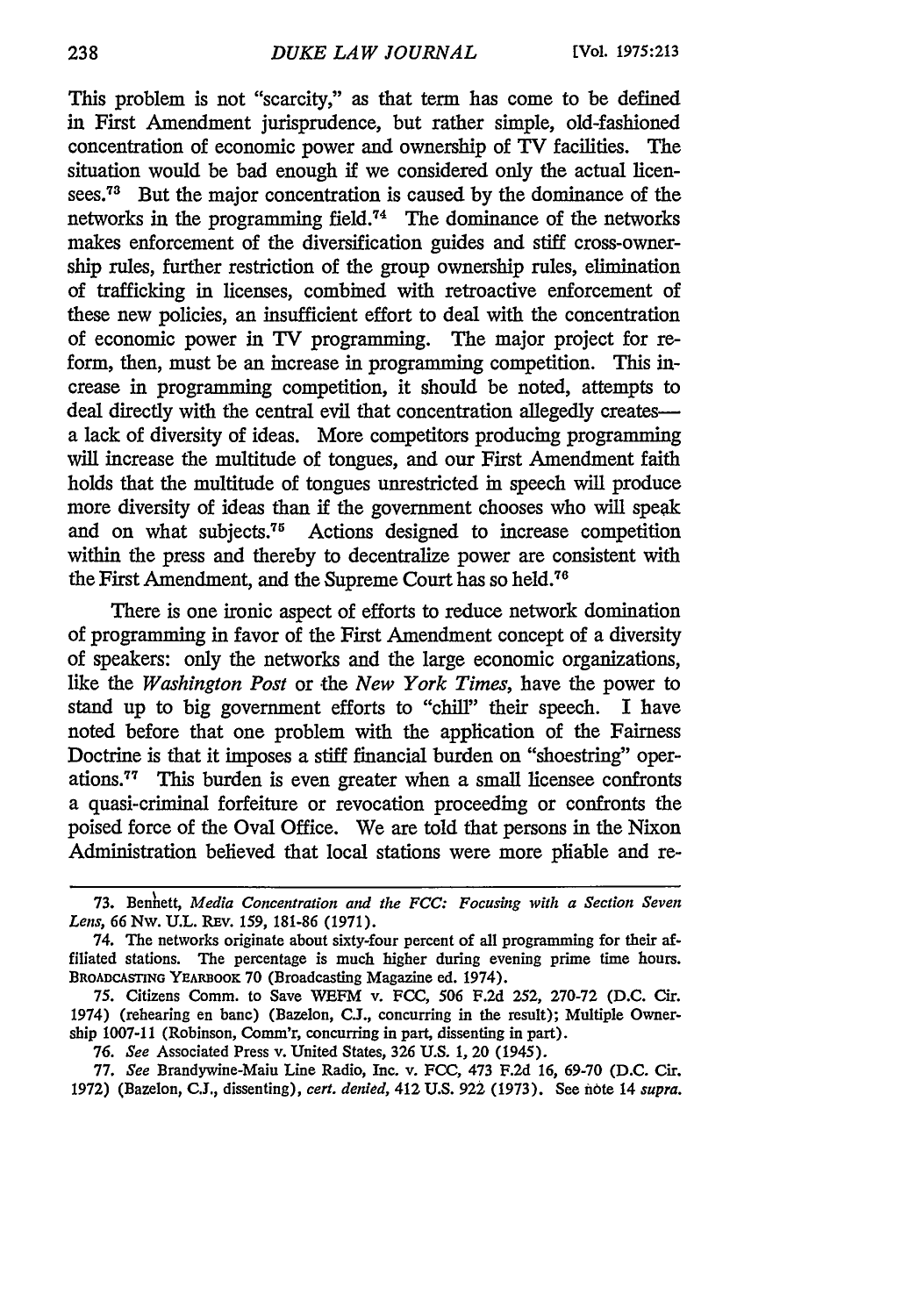This problem is not "scarcity," as that term has come to be defined in First Amendment jurisprudence, but rather simple, old-fashioned concentration of economic power and ownership of TV facilities. The situation would be bad enough if we considered only the actual licensees.[73] But the major concentration is caused by the dominance of the networks in the programming field.[74] The dominance of the networks makes enforcement of the diversification guides and stiff cross-ownership rules, further restriction of the group ownership rules, elimination of trafficking in licenses, combined with retroactive enforcement of these new policies, an insufficient effort to deal with the concentration of economic power in TV programming. The major project for reform, then, must be an increase in programming competition. This increase in programming competition, it should be noted, attempts to deal directly with the central evil that concentration allegedly creates—a lack of diversity of ideas. More competitors producing programming will increase the multitude of tongues, and our First Amendment faith holds that the multitude of tongues unrestricted in speech will produce more diversity of ideas than if the government chooses who will speak and on what subjects.[75] Actions designed to increase competition within the press and thereby to decentralize power are consistent with the First Amendment, and the Supreme Court has so held.[76]

There is one ironic aspect of efforts to reduce network domination of programming in favor of the First Amendment concept of a diversity of speakers: only the networks and the large economic organizations, like the *Washington Post* or the *New York Times*, have the power to stand up to big government efforts to "chill" their speech. I have noted before that one problem with the application of the Fairness Doctrine is that it imposes a stiff financial burden on "shoestring" operations.[77] This burden is even greater when a small licensee confronts a quasi-criminal forfeiture or revocation proceeding or confronts the poised force of the Oval Office. We are told that persons in the Nixon Administration believed that local stations were more pliable and re-

---

73. Bennett, *Media Concentration and the FCC: Focusing with a Section Seven Lens*, 66 Nw. U.L. Rev. 159, 181-86 (1971).

74. The networks originate about sixty-four percent of all programming for their affiliated stations. The percentage is much higher during evening prime time hours. Broadcasting Yearbook 70 (Broadcasting Magazine ed. 1974).

75. Citizens Comm. to Save WEFM v. FCC, 506 F.2d 252, 270-72 (D.C. Cir. 1974) (rehearing en banc) (Bazelon, C.J., concurring in the result); Multiple Ownership 1007-11 (Robinson, Comm'r, concurring in part, dissenting in part).

76. *See* Associated Press v. United States, 326 U.S. 1, 20 (1945).

77. *See* Brandywine-Main Line Radio, Inc. v. FCC, 473 F.2d 16, 69-70 (D.C. Cir. 1972) (Bazelon, C.J., dissenting), *cert. denied*, 412 U.S. 922 (1973). See note 14 *supra*.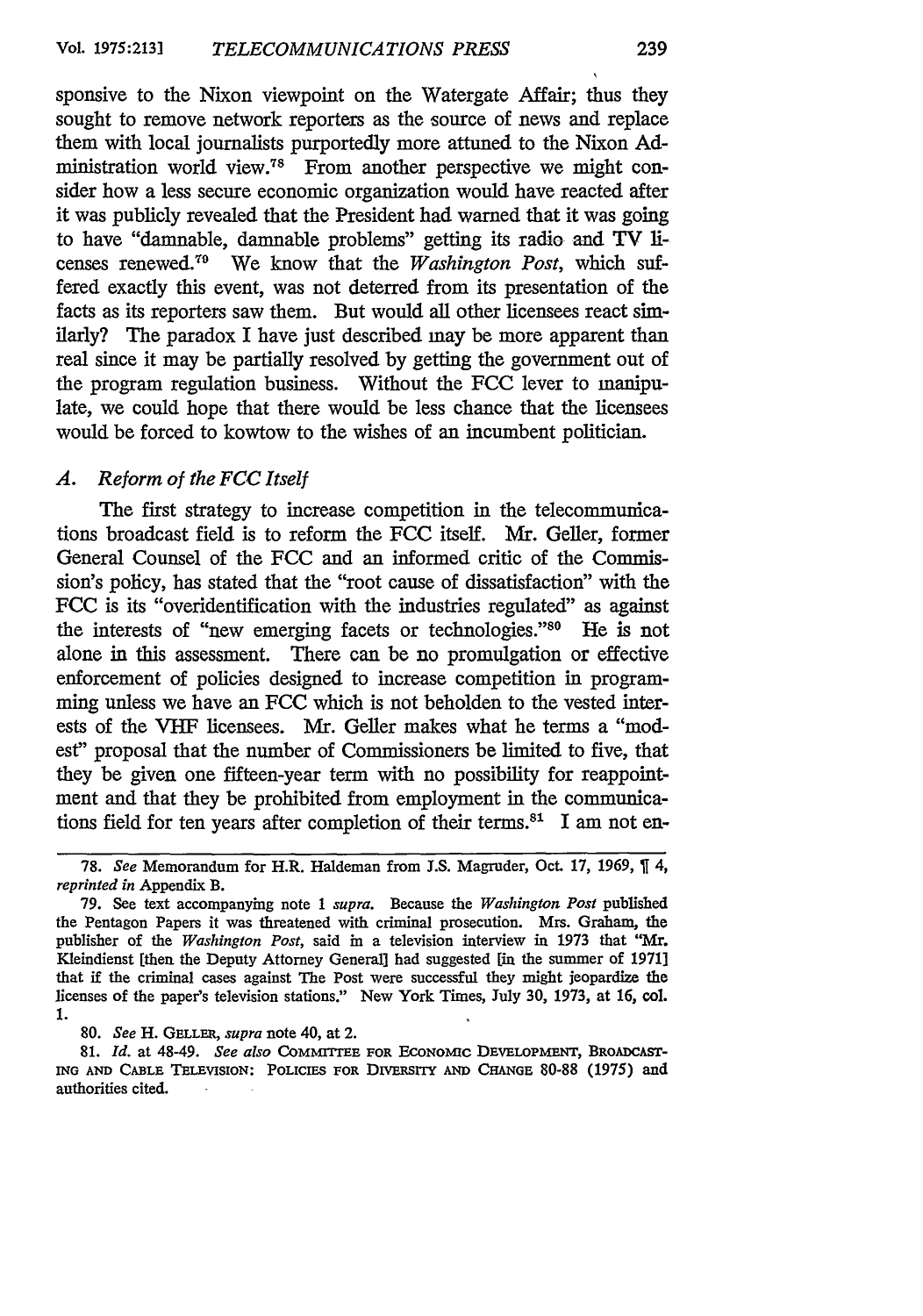sponsive to the Nixon viewpoint on the Watergate Affair; thus they sought to remove network reporters as the source of news and replace them with local journalists purportedly more attuned to the Nixon Administration world view.[78] From another perspective we might consider how a less secure economic organization would have reacted after it was publicly revealed that the President had warned that it was going to have "damnable, damnable problems" getting its radio and TV licenses renewed.[79] We know that the *Washington Post*, which suffered exactly this event, was not deterred from its presentation of the facts as its reporters saw them. But would all other licensees react similarly? The paradox I have just described may be more apparent than real since it may be partially resolved by getting the government out of the program regulation business. Without the FCC lever to manipulate, we could hope that there would be less chance that the licensees would be forced to kowtow to the wishes of an incumbent politician.

### *A. Reform of the FCC Itself*

The first strategy to increase competition in the telecommunications broadcast field is to reform the FCC itself. Mr. Geller, former General Counsel of the FCC and an informed critic of the Commission's policy, has stated that the "root cause of dissatisfaction" with the FCC is its "overidentification with the industries regulated" as against the interests of "new emerging facets or technologies."[80] He is not alone in this assessment. There can be no promulgation or effective enforcement of policies designed to increase competition in programming unless we have an FCC which is not beholden to the vested interests of the VHF licensees. Mr. Geller makes what he terms a "modest" proposal that the number of Commissioners be limited to five, that they be given one fifteen-year term with no possibility for reappointment and that they be prohibited from employment in the communications field for ten years after completion of their terms.[81] I am not en-

---

78. *See* Memorandum for H.R. Haldeman from J.S. Magruder, Oct. 17, 1969, ¶ 4, *reprinted in* Appendix B.

79. See text accompanying note 1 *supra*. Because the *Washington Post* published the Pentagon Papers it was threatened with criminal prosecution. Mrs. Graham, the publisher of the *Washington Post*, said in a television interview in 1973 that "Mr. Kleindienst [then the Deputy Attorney General] had suggested [in the summer of 1971] that if the criminal cases against The Post were successful they might jeopardize the licenses of the paper's television stations." New York Times, July 30, 1973, at 16, col. 1.

80. *See* H. GELLER, *supra* note 40, at 2.

81. *Id.* at 48-49. *See also* COMMITTEE FOR ECONOMIC DEVELOPMENT, BROADCASTING AND CABLE TELEVISION: POLICIES FOR DIVERSITY AND CHANGE 80-88 (1975) and authorities cited.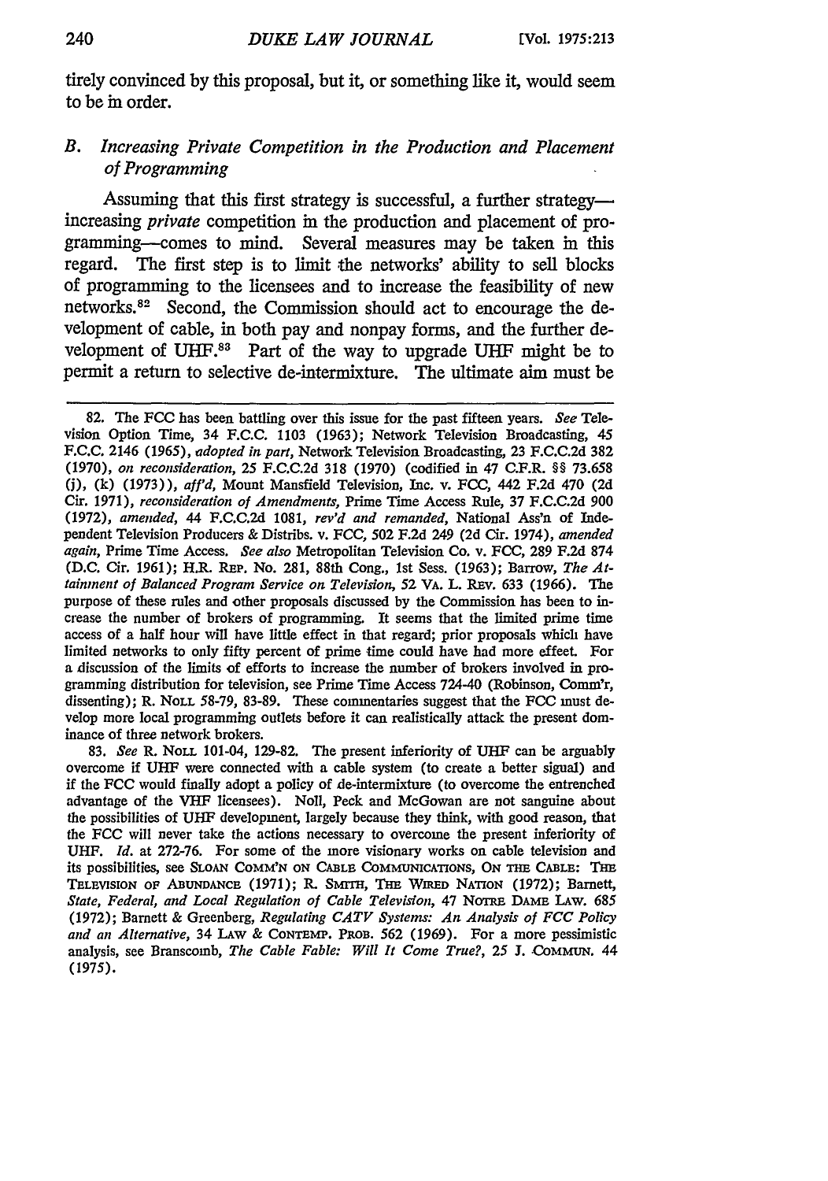tirely convinced by this proposal, but it, or something like it, would seem to be in order.

### *B. Increasing Private Competition in the Production and Placement of Programming*

Assuming that this first strategy is successful, a further strategy—increasing *private* competition in the production and placement of programming—comes to mind. Several measures may be taken in this regard. The first step is to limit the networks' ability to sell blocks of programming to the licensees and to increase the feasibility of new networks.[82] Second, the Commission should act to encourage the development of cable, in both pay and nonpay forms, and the further development of UHF.[83] Part of the way to upgrade UHF might be to permit a return to selective de-intermixture. The ultimate aim must be

---

82. The FCC has been battling over this issue for the past fifteen years. *See* Television Option Time, 34 F.C.C. 1103 (1963); Network Television Broadcasting, 45 F.C.C. 2146 (1965), *adopted in part*, Network Television Broadcasting, 23 F.C.C.2d 382 (1970), *on reconsideration*, 25 F.C.C.2d 318 (1970) (codified in 47 C.F.R. §§ 73.658 (j), (k) (1973)), *aff'd*, Mount Mansfield Television, Inc. v. FCC, 442 F.2d 470 (2d Cir. 1971), *reconsideration of Amendments*, Prime Time Access Rule, 37 F.C.C.2d 900 (1972), *amended*, 44 F.C.C.2d 1081, *rev'd and remanded*, National Ass'n of Independent Television Producers & Distribs. v. FCC, 502 F.2d 249 (2d Cir. 1974), *amended again*, Prime Time Access. *See also* Metropolitan Television Co. v. FCC, 289 F.2d 874 (D.C. Cir. 1961); H.R. REP. No. 281, 88th Cong., 1st Sess. (1963); Barrow, *The Attainment of Balanced Program Service on Television*, 52 VA. L. REV. 633 (1966). The purpose of these rules and other proposals discussed by the Commission has been to increase the number of brokers of programming. It seems that the limited prime time access of a half hour will have little effect in that regard; prior proposals which have limited networks to only fifty percent of prime time could have had more effect. For a discussion of the limits of efforts to increase the number of brokers involved in programming distribution for television, see Prime Time Access 724-40 (Robinson, Comm'r, dissenting); R. NOLL 58-79, 83-89. These commentaries suggest that the FCC must develop more local programming outlets before it can realistically attack the present dominance of three network brokers.

83. *See* R. NOLL 101-04, 129-82. The present inferiority of UHF can be arguably overcome if UHF were connected with a cable system (to create a better signal) and if the FCC would finally adopt a policy of de-intermixture (to overcome the entrenched advantage of the VHF licensees). Noll, Peck and McGowan are not sanguine about the possibilities of UHF development, largely because they think, with good reason, that the FCC will never take the actions necessary to overcome the present inferiority of UHF. *Id.* at 272-76. For some of the more visionary works on cable television and its possibilities, see SLOAN COMM'N ON CABLE COMMUNICATIONS, ON THE CABLE: THE TELEVISION OF ABUNDANCE (1971); R. SMITH, THE WIRED NATION (1972); Barnett, *State, Federal, and Local Regulation of Cable Television*, 47 NOTRE DAME LAW. 685 (1972); Barnett & Greenberg, *Regulating CATV Systems: An Analysis of FCC Policy and an Alternative*, 34 LAW & CONTEMP. PROB. 562 (1969). For a more pessimistic analysis, see Branscomb, *The Cable Fable: Will It Come True?*, 25 J. COMMUN. 44 (1975).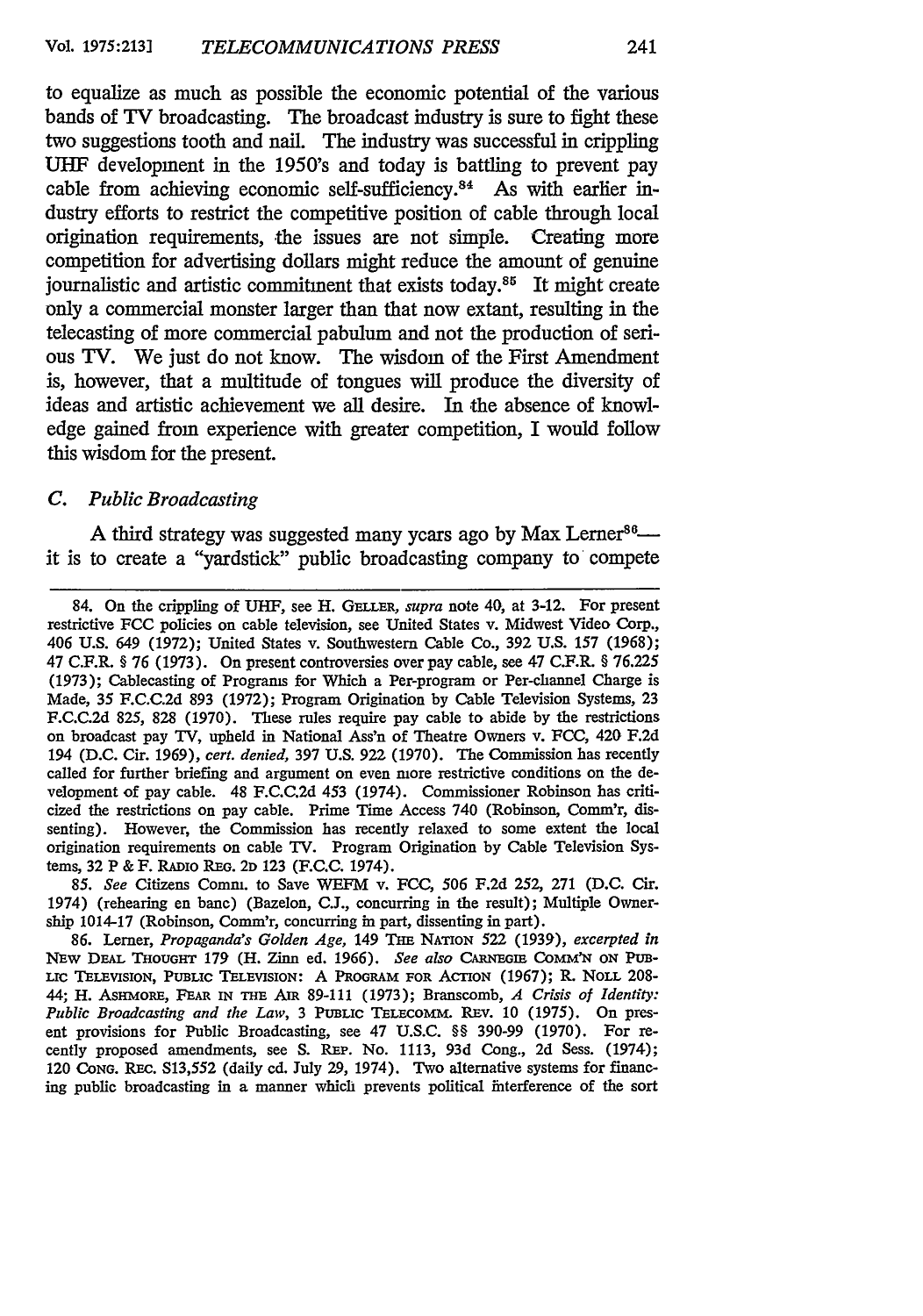to equalize as much as possible the economic potential of the various bands of TV broadcasting. The broadcast industry is sure to fight these two suggestions tooth and nail. The industry was successful in crippling UHF development in the 1950's and today is battling to prevent pay cable from achieving economic self-sufficiency.[84] As with earlier industry efforts to restrict the competitive position of cable through local origination requirements, the issues are not simple. Creating more competition for advertising dollars might reduce the amount of genuine journalistic and artistic commitment that exists today.[85] It might create only a commercial monster larger than that now extant, resulting in the telecasting of more commercial pabulum and not the production of serious TV. We just do not know. The wisdom of the First Amendment is, however, that a multitude of tongues will produce the diversity of ideas and artistic achievement we all desire. In the absence of knowledge gained from experience with greater competition, I would follow this wisdom for the present.

### *C. Public Broadcasting*

A third strategy was suggested many years ago by Max Lerner[86]—it is to create a "yardstick" public broadcasting company to compete

---

84. On the crippling of UHF, see H. GELLER, *supra* note 40, at 3-12. For present restrictive FCC policies on cable television, see United States v. Midwest Video Corp., 406 U.S. 649 (1972); United States v. Southwestern Cable Co., 392 U.S. 157 (1968); 47 C.F.R. § 76 (1973). On present controversies over pay cable, see 47 C.F.R. § 76.225 (1973); Cablecasting of Programs for Which a Per-program or Per-channel Charge is Made, 35 F.C.C.2d 893 (1972); Program Origination by Cable Television Systems, 23 F.C.C.2d 825, 828 (1970). These rules require pay cable to abide by the restrictions on broadcast pay TV, upheld in National Ass'n of Theatre Owners v. FCC, 420 F.2d 194 (D.C. Cir. 1969), *cert. denied*, 397 U.S. 922 (1970). The Commission has recently called for further briefing and argument on even more restrictive conditions on the development of pay cable. 48 F.C.C.2d 453 (1974). Commissioner Robinson has criticized the restrictions on pay cable. Prime Time Access 740 (Robinson, Comm'r, dissenting). However, the Commission has recently relaxed to some extent the local origination requirements on cable TV. Program Origination by Cable Television Systems, 32 P & F. RADIO REG. 2D 123 (F.C.C. 1974).

85. *See* Citizens Comm. to Save WEFM v. FCC, 506 F.2d 252, 271 (D.C. Cir. 1974) (rehearing en banc) (Bazelon, C.J., concurring in the result); Multiple Ownership 1014-17 (Robinson, Comm'r, concurring in part, dissenting in part).

86. Lerner, *Propaganda's Golden Age*, 149 THE NATION 522 (1939), *excerpted in* NEW DEAL THOUGHT 179 (H. Zinn ed. 1966). *See also* CARNEGIE COMM'N ON PUBLIC TELEVISION, PUBLIC TELEVISION: A PROGRAM FOR ACTION (1967); R. NOLL 208-44; H. ASHMORE, FEAR IN THE AIR 89-111 (1973); Branscomb, *A Crisis of Identity: Public Broadcasting and the Law*, 3 PUBLIC TELECOMM. REV. 10 (1975). On present provisions for Public Broadcasting, see 47 U.S.C. §§ 390-99 (1970). For recently proposed amendments, see S. REP. No. 1113, 93d Cong., 2d Sess. (1974); 120 CONG. REC. S13,552 (daily ed. July 29, 1974). Two alternative systems for financing public broadcasting in a manner which prevents political interference of the sort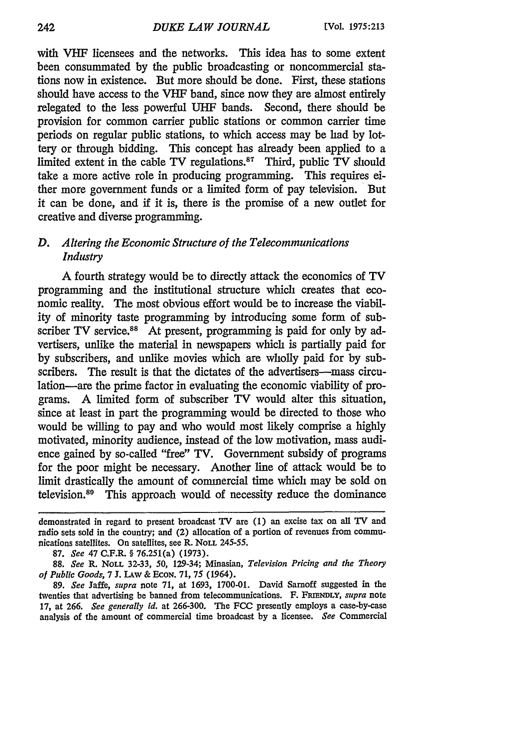with VHF licensees and the networks. This idea has to some extent been consummated by the public broadcasting or noncommercial stations now in existence. But more should be done. First, these stations should have access to the VHF band, since now they are almost entirely relegated to the less powerful UHF bands. Second, there should be provision for common carrier public stations or common carrier time periods on regular public stations, to which access may be had by lottery or through bidding. This concept has already been applied to a limited extent in the cable TV regulations.[87] Third, public TV should take a more active role in producing programming. This requires either more government funds or a limited form of pay television. But it can be done, and if it is, there is the promise of a new outlet for creative and diverse programming.

### D. *Altering the Economic Structure of the Telecommunications Industry*

A fourth strategy would be to directly attack the economics of TV programming and the institutional structure which creates that economic reality. The most obvious effort would be to increase the viability of minority taste programming by introducing some form of subscriber TV service.[88] At present, programming is paid for only by advertisers, unlike the material in newspapers which is partially paid for by subscribers, and unlike movies which are wholly paid for by subscribers. The result is that the dictates of the advertisers—mass circulation—are the prime factor in evaluating the economic viability of programs. A limited form of subscriber TV would alter this situation, since at least in part the programming would be directed to those who would be willing to pay and who would most likely comprise a highly motivated, minority audience, instead of the low motivation, mass audience gained by so-called "free" TV. Government subsidy of programs for the poor might be necessary. Another line of attack would be to limit drastically the amount of commercial time which may be sold on television.[89] This approach would of necessity reduce the dominance

---

demonstrated in regard to present broadcast TV are (1) an excise tax on all TV and radio sets sold in the country; and (2) allocation of a portion of revenues from communications satellites. On satellites, see R. NOLL 245-55.

87. *See* 47 C.F.R. § 76.251(a) (1973).

88. *See* R. NOLL 32-33, 50, 129-34; Minasian, *Television Pricing and the Theory of Public Goods*, 7 J. LAW & ECON. 71, 75 (1964).

89. *See* Jaffe, *supra* note 71, at 1693, 1700-01. David Sarnoff suggested in the twenties that advertising be banned from telecommunications. F. FRIENDLY, *supra* note 17, at 266. *See generally id.* at 266-300. The FCC presently employs a case-by-case analysis of the amount of commercial time broadcast by a licensee. *See* Commercial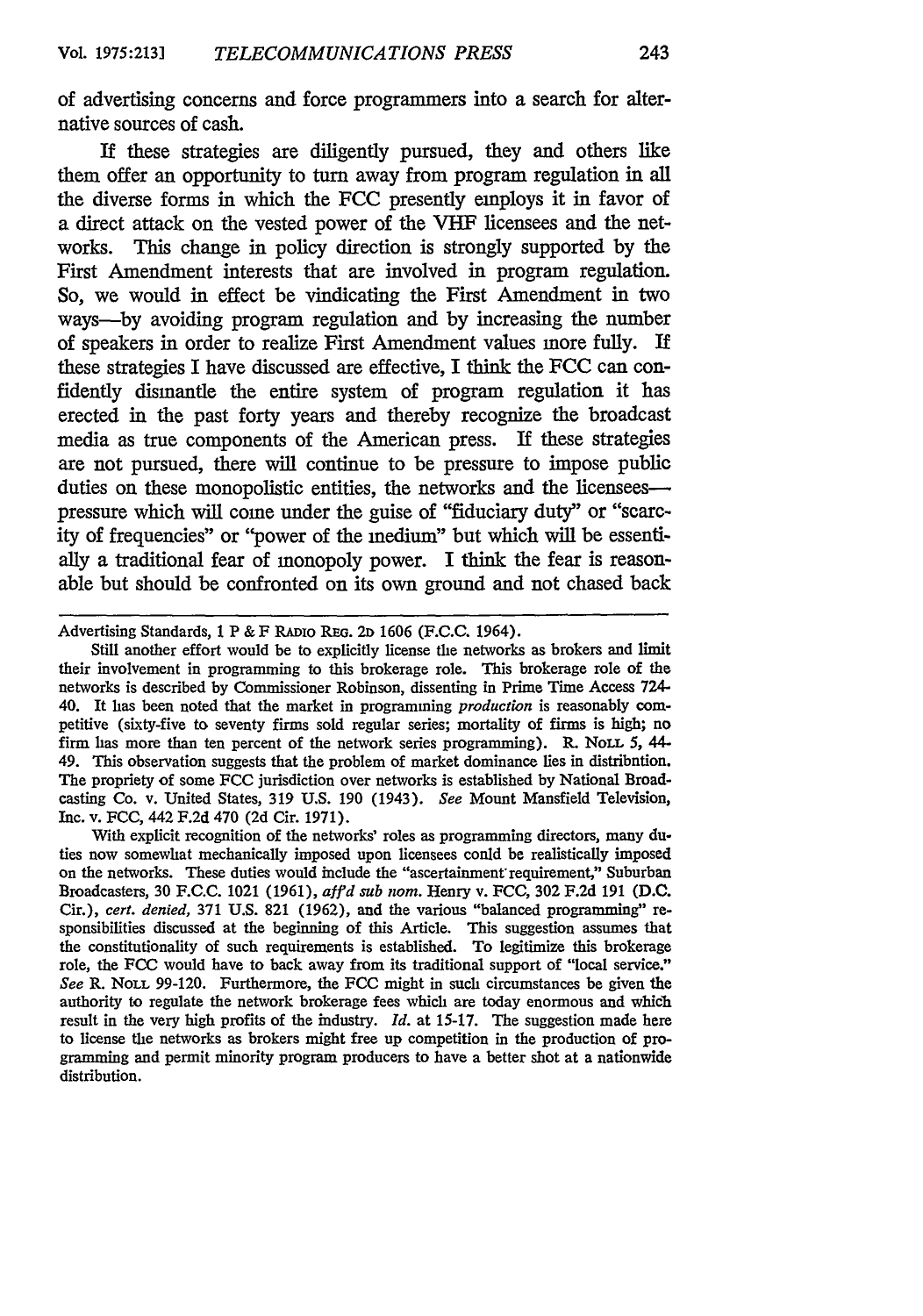of advertising concerns and force programmers into a search for alternative sources of cash.

If these strategies are diligently pursued, they and others like them offer an opportunity to turn away from program regulation in all the diverse forms in which the FCC presently employs it in favor of a direct attack on the vested power of the VHF licensees and the networks. This change in policy direction is strongly supported by the First Amendment interests that are involved in program regulation. So, we would in effect be vindicating the First Amendment in two ways—by avoiding program regulation and by increasing the number of speakers in order to realize First Amendment values more fully. If these strategies I have discussed are effective, I think the FCC can confidently dismantle the entire system of program regulation it has erected in the past forty years and thereby recognize the broadcast media as true components of the American press. If these strategies are not pursued, there will continue to be pressure to impose public duties on these monopolistic entities, the networks and the licensees—pressure which will come under the guise of "fiduciary duty" or "scarcity of frequencies" or "power of the medium" but which will be essentially a traditional fear of monopoly power. I think the fear is reasonable but should be confronted on its own ground and not chased back

---

Advertising Standards, 1 P & F RADIO REG. 2D 1606 (F.C.C. 1964).

Still another effort would be to explicitly license the networks as brokers and limit their involvement in programming to this brokerage role. This brokerage role of the networks is described by Commissioner Robinson, dissenting in Prime Time Access 724-40. It has been noted that the market in programming *production* is reasonably competitive (sixty-five to seventy firms sold regular series; mortality of firms is high; no firm has more than ten percent of the network series programming). R. NOLL 5, 44-49. This observation suggests that the problem of market dominance lies in distribution. The propriety of some FCC jurisdiction over networks is established by National Broadcasting Co. v. United States, 319 U.S. 190 (1943). *See* Mount Mansfield Television, Inc. v. FCC, 442 F.2d 470 (2d Cir. 1971).

With explicit recognition of the networks' roles as programming directors, many duties now somewhat mechanically imposed upon licensees could be realistically imposed on the networks. These duties would include the "ascertainment requirement," Suburban Broadcasters, 30 F.C.C. 1021 (1961), *aff'd sub nom.* Henry v. FCC, 302 F.2d 191 (D.C. Cir.), *cert. denied,* 371 U.S. 821 (1962), and the various "balanced programming" responsibilities discussed at the beginning of this Article. This suggestion assumes that the constitutionality of such requirements is established. To legitimize this brokerage role, the FCC would have to back away from its traditional support of "local service." *See* R. NOLL 99-120. Furthermore, the FCC might in such circumstances be given the authority to regulate the network brokerage fees which are today enormous and which result in the very high profits of the industry. *Id.* at 15-17. The suggestion made here to license the networks as brokers might free up competition in the production of programming and permit minority program producers to have a better shot at a nationwide distribution.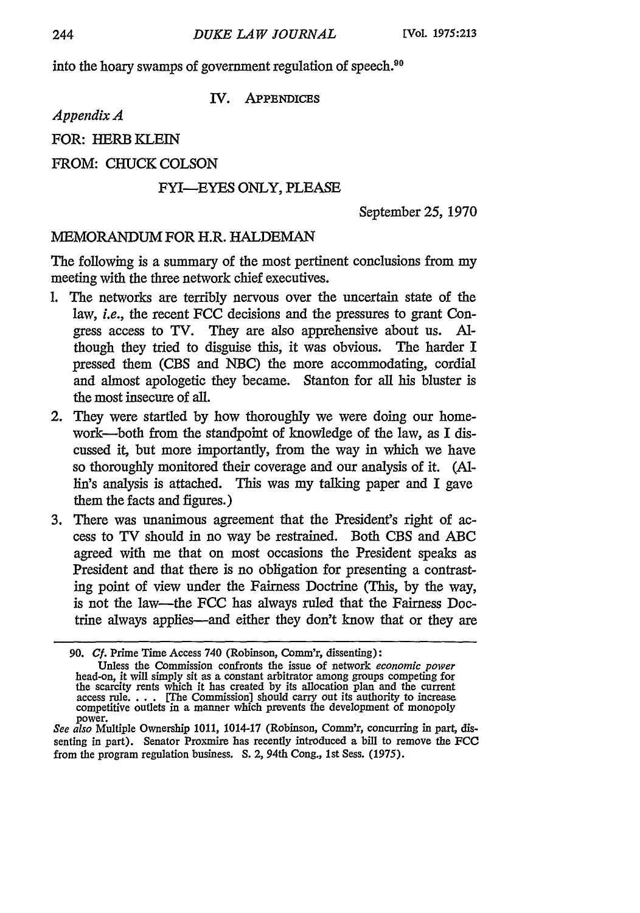into the hoary swamps of government regulation of speech.[90]

## IV. Appendices

*Appendix A*

FOR: HERB KLEIN

FROM: CHUCK COLSON

FYI—EYES ONLY, PLEASE

September 25, 1970

MEMORANDUM FOR H.R. HALDEMAN

The following is a summary of the most pertinent conclusions from my meeting with the three network chief executives.

1. The networks are terribly nervous over the uncertain state of the law, *i.e.*, the recent FCC decisions and the pressures to grant Congress access to TV. They are also apprehensive about us. Although they tried to disguise this, it was obvious. The harder I pressed them (CBS and NBC) the more accommodating, cordial and almost apologetic they became. Stanton for all his bluster is the most insecure of all.
2. They were startled by how thoroughly we were doing our homework—both from the standpoint of knowledge of the law, as I discussed it, but more importantly, from the way in which we have so thoroughly monitored their coverage and our analysis of it. (Allin's analysis is attached. This was my talking paper and I gave them the facts and figures.)
3. There was unanimous agreement that the President's right of access to TV should in no way be restrained. Both CBS and ABC agreed with me that on most occasions the President speaks as President and that there is no obligation for presenting a contrasting point of view under the Fairness Doctrine (This, by the way, is not the law—the FCC has always ruled that the Fairness Doctrine always applies—and either they don't know that or they are

---

90. *Cf.* Prime Time Access 740 (Robinson, Comm'r, dissenting):

> Unless the Commission confronts the issue of network *economic power* head-on, it will simply sit as a constant arbitrator among groups competing for the scarcity rents which it has created by its allocation plan and the current access rule. . . . [The Commission] should carry out its authority to increase competitive outlets in a manner which prevents the development of monopoly power.

*See also* Multiple Ownership 1011, 1014-17 (Robinson, Comm'r, concurring in part, dissenting in part). Senator Proxmire has recently introduced a bill to remove the FCC from the program regulation business. S. 2, 94th Cong., 1st Sess. (1975).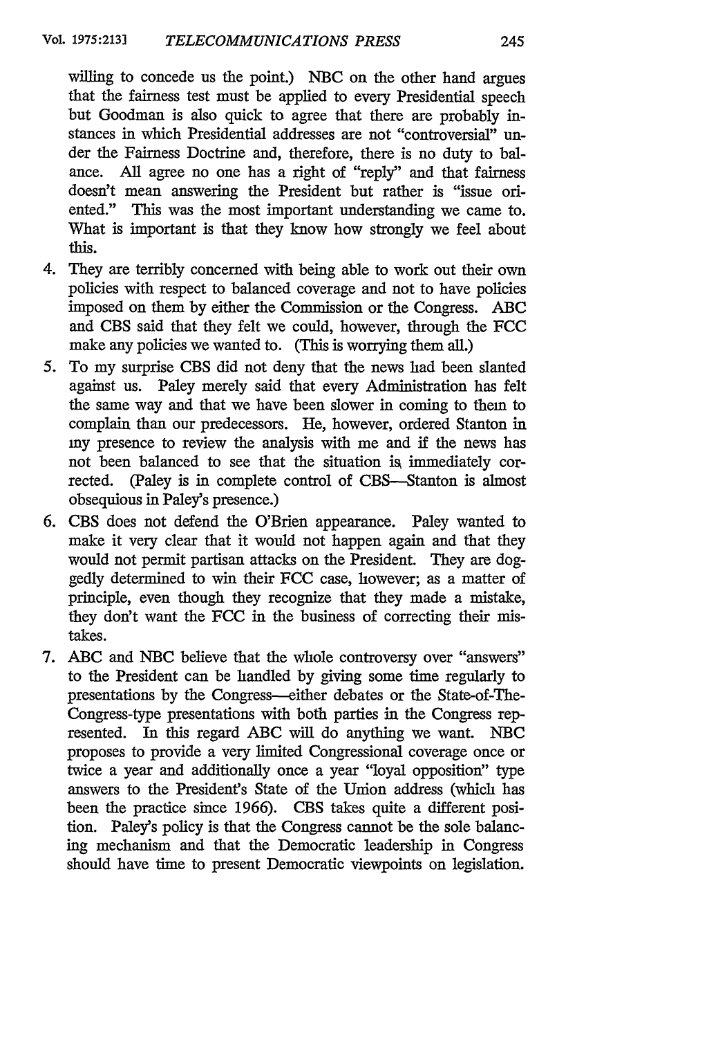willing to concede us the point.) NBC on the other hand argues that the fairness test must be applied to every Presidential speech but Goodman is also quick to agree that there are probably instances in which Presidential addresses are not "controversial" under the Fairness Doctrine and, therefore, there is no duty to balance. All agree no one has a right of "reply" and that fairness doesn't mean answering the President but rather is "issue oriented." This was the most important understanding we came to. What is important is that they know how strongly we feel about this.

4. They are terribly concerned with being able to work out their own policies with respect to balanced coverage and not to have policies imposed on them by either the Commission or the Congress. ABC and CBS said that they felt we could, however, through the FCC make any policies we wanted to. (This is worrying them all.)
5. To my surprise CBS did not deny that the news had been slanted against us. Paley merely said that every Administration has felt the same way and that we have been slower in coming to them to complain than our predecessors. He, however, ordered Stanton in my presence to review the analysis with me and if the news has not been balanced to see that the situation is immediately corrected. (Paley is in complete control of CBS—Stanton is almost obsequious in Paley's presence.)
6. CBS does not defend the O'Brien appearance. Paley wanted to make it very clear that it would not happen again and that they would not permit partisan attacks on the President. They are doggedly determined to win their FCC case, however; as a matter of principle, even though they recognize that they made a mistake, they don't want the FCC in the business of correcting their mistakes.
7. ABC and NBC believe that the whole controversy over "answers" to the President can be handled by giving some time regularly to presentations by the Congress—either debates or the State-of-The-Congress-type presentations with both parties in the Congress represented. In this regard ABC will do anything we want. NBC proposes to provide a very limited Congressional coverage once or twice a year and additionally once a year "loyal opposition" type answers to the President's State of the Union address (which has been the practice since 1966). CBS takes quite a different position. Paley's policy is that the Congress cannot be the sole balancing mechanism and that the Democratic leadership in Congress should have time to present Democratic viewpoints on legislation.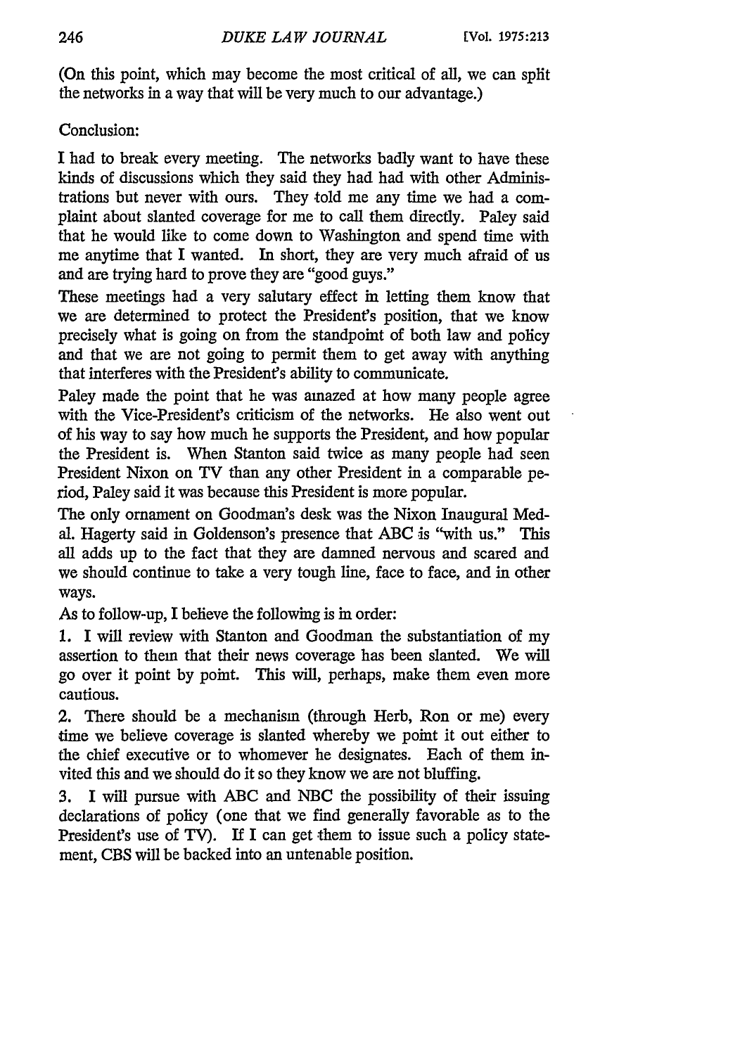(On this point, which may become the most critical of all, we can split the networks in a way that will be very much to our advantage.)

Conclusion:

I had to break every meeting. The networks badly want to have these kinds of discussions which they said they had had with other Administrations but never with ours. They told me any time we had a complaint about slanted coverage for me to call them directly. Paley said that he would like to come down to Washington and spend time with me anytime that I wanted. In short, they are very much afraid of us and are trying hard to prove they are "good guys."

These meetings had a very salutary effect in letting them know that we are determined to protect the President's position, that we know precisely what is going on from the standpoint of both law and policy and that we are not going to permit them to get away with anything that interferes with the President's ability to communicate.

Paley made the point that he was amazed at how many people agree with the Vice-President's criticism of the networks. He also went out of his way to say how much he supports the President, and how popular the President is. When Stanton said twice as many people had seen President Nixon on TV than any other President in a comparable period, Paley said it was because this President is more popular.

The only ornament on Goodman's desk was the Nixon Inaugural Medal. Hagerty said in Goldenson's presence that ABC is "with us." This all adds up to the fact that they are damned nervous and scared and we should continue to take a very tough line, face to face, and in other ways.

As to follow-up, I believe the following is in order:

1. I will review with Stanton and Goodman the substantiation of my assertion to them that their news coverage has been slanted. We will go over it point by point. This will, perhaps, make them even more cautious.

2. There should be a mechanism (through Herb, Ron or me) every time we believe coverage is slanted whereby we point it out either to the chief executive or to whomever he designates. Each of them invited this and we should do it so they know we are not bluffing.

3. I will pursue with ABC and NBC the possibility of their issuing declarations of policy (one that we find generally favorable as to the President's use of TV). If I can get them to issue such a policy statement, CBS will be backed into an untenable position.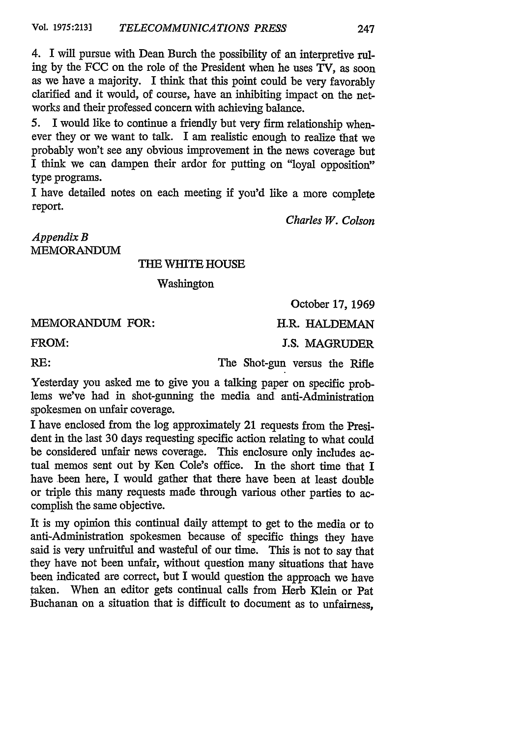4. I will pursue with Dean Burch the possibility of an interpretive ruling by the FCC on the role of the President when he uses TV, as soon as we have a majority. I think that this point could be very favorably clarified and it would, of course, have an inhibiting impact on the networks and their professed concern with achieving balance.

5. I would like to continue a friendly but very firm relationship whenever they or we want to talk. I am realistic enough to realize that we probably won't see any obvious improvement in the news coverage but I think we can dampen their ardor for putting on "loyal opposition" type programs.

I have detailed notes on each meeting if you'd like a more complete report.

*Charles W. Colson*

*Appendix B*
MEMORANDUM

THE WHITE HOUSE

Washington

October 17, 1969

MEMORANDUM FOR: H.R. HALDEMAN

FROM: J.S. MAGRUDER

RE: The Shot-gun versus the Rifle

Yesterday you asked me to give you a talking paper on specific problems we've had in shot-gunning the media and anti-Administration spokesmen on unfair coverage.

I have enclosed from the log approximately 21 requests from the President in the last 30 days requesting specific action relating to what could be considered unfair news coverage. This enclosure only includes actual memos sent out by Ken Cole's office. In the short time that I have been here, I would gather that there have been at least double or triple this many requests made through various other parties to accomplish the same objective.

It is my opinion this continual daily attempt to get to the media or to anti-Administration spokesmen because of specific things they have said is very unfruitful and wasteful of our time. This is not to say that they have not been unfair, without question many situations that have been indicated are correct, but I would question the approach we have taken. When an editor gets continual calls from Herb Klein or Pat Buchanan on a situation that is difficult to document as to unfairness,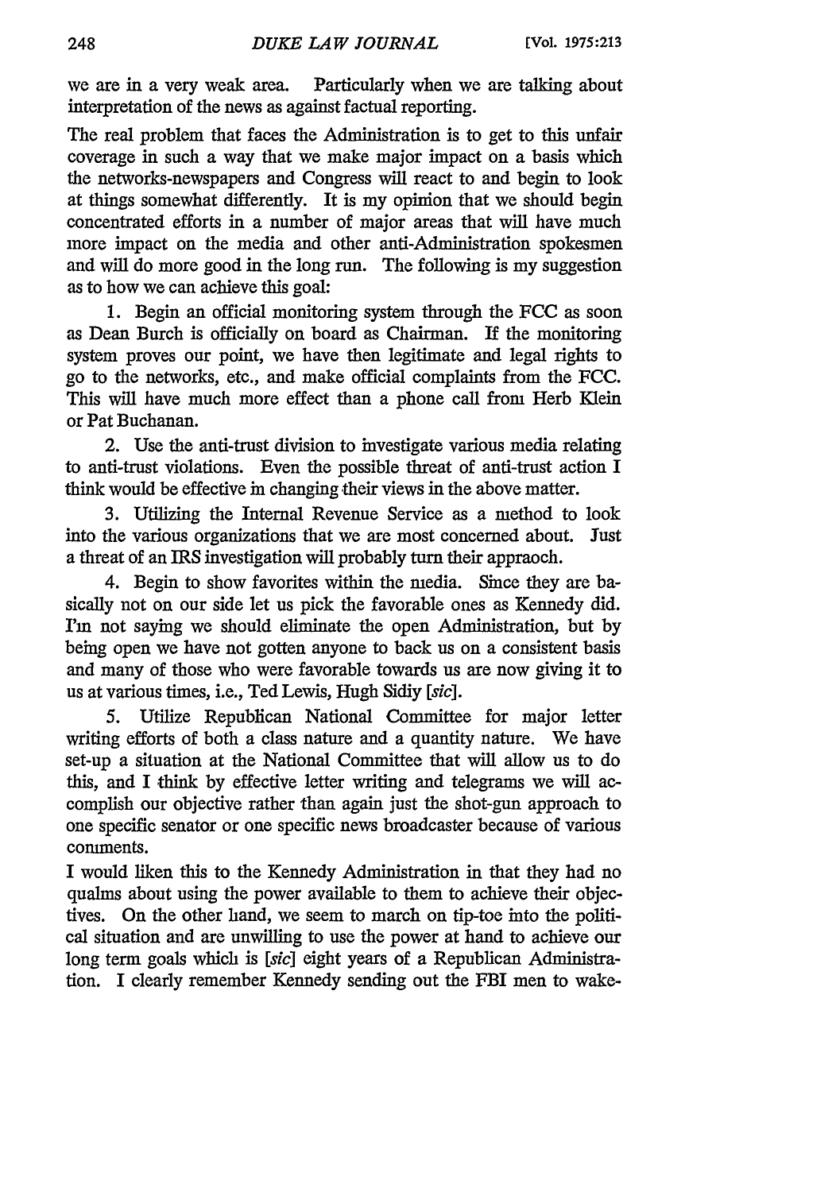we are in a very weak area. Particularly when we are talking about interpretation of the news as against factual reporting.

The real problem that faces the Administration is to get to this unfair coverage in such a way that we make major impact on a basis which the networks-newspapers and Congress will react to and begin to look at things somewhat differently. It is my opinion that we should begin concentrated efforts in a number of major areas that will have much more impact on the media and other anti-Administration spokesmen and will do more good in the long run. The following is my suggestion as to how we can achieve this goal:

1. Begin an official monitoring system through the FCC as soon as Dean Burch is officially on board as Chairman. If the monitoring system proves our point, we have then legitimate and legal rights to go to the networks, etc., and make official complaints from the FCC. This will have much more effect than a phone call from Herb Klein or Pat Buchanan.

2. Use the anti-trust division to investigate various media relating to anti-trust violations. Even the possible threat of anti-trust action I think would be effective in changing their views in the above matter.

3. Utilizing the Internal Revenue Service as a method to look into the various organizations that we are most concerned about. Just a threat of an IRS investigation will probably turn their appraoch.

4. Begin to show favorites within the media. Since they are basically not on our side let us pick the favorable ones as Kennedy did. I'm not saying we should eliminate the open Administration, but by being open we have not gotten anyone to back us on a consistent basis and many of those who were favorable towards us are now giving it to us at various times, i.e., Ted Lewis, Hugh Sidiy [*sic*].

5. Utilize Republican National Committee for major letter writing efforts of both a class nature and a quantity nature. We have set-up a situation at the National Committee that will allow us to do this, and I think by effective letter writing and telegrams we will accomplish our objective rather than again just the shot-gun approach to one specific senator or one specific news broadcaster because of various comments.

I would liken this to the Kennedy Administration in that they had no qualms about using the power available to them to achieve their objectives. On the other hand, we seem to march on tip-toe into the political situation and are unwilling to use the power at hand to achieve our long term goals which is [*sic*] eight years of a Republican Administration. I clearly remember Kennedy sending out the FBI men to wake-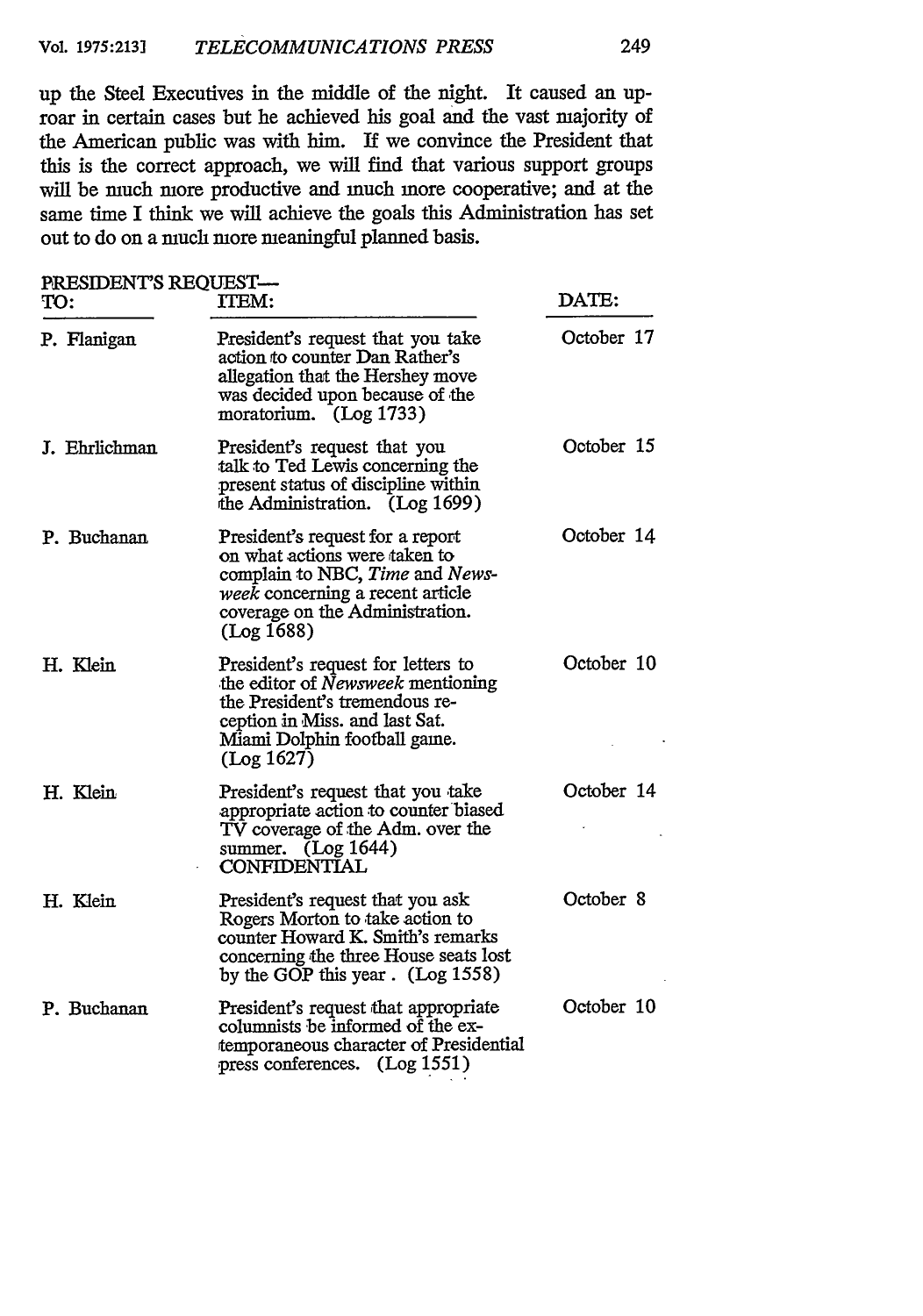up the Steel Executives in the middle of the night. It caused an uproar in certain cases but he achieved his goal and the vast majority of the American public was with him. If we convince the President that this is the correct approach, we will find that various support groups will be much more productive and much more cooperative; and at the same time I think we will achieve the goals this Administration has set out to do on a much more meaningful planned basis.

PRESIDENT'S REQUEST—

| TO: | ITEM: | DATE: |
|---|---|---|
| P. Flanigan | President's request that you take action to counter Dan Rather's allegation that the Hershey move was decided upon because of the moratorium. (Log 1733) | October 17 |
| J. Ehrlichman | President's request that you talk to Ted Lewis concerning the present status of discipline within the Administration. (Log 1699) | October 15 |
| P. Buchanan | President's request for a report on what actions were taken to complain to NBC, *Time* and *Newsweek* concerning a recent article coverage on the Administration. (Log 1688) | October 14 |
| H. Klein | President's request for letters to the editor of *Newsweek* mentioning the President's tremendous reception in Miss. and last Sat. Miami Dolphin football game. (Log 1627) | October 10 |
| H. Klein | President's request that you take appropriate action to counter biased TV coverage of the Adm. over the summer. (Log 1644) CONFIDENTIAL | October 14 |
| H. Klein | President's request that you ask Rogers Morton to take action to counter Howard K. Smith's remarks concerning the three House seats lost by the GOP this year. (Log 1558) | October 8 |
| P. Buchanan | President's request that appropriate columnists be informed of the extemporaneous character of Presidential press conferences. (Log 1551) | October 10 |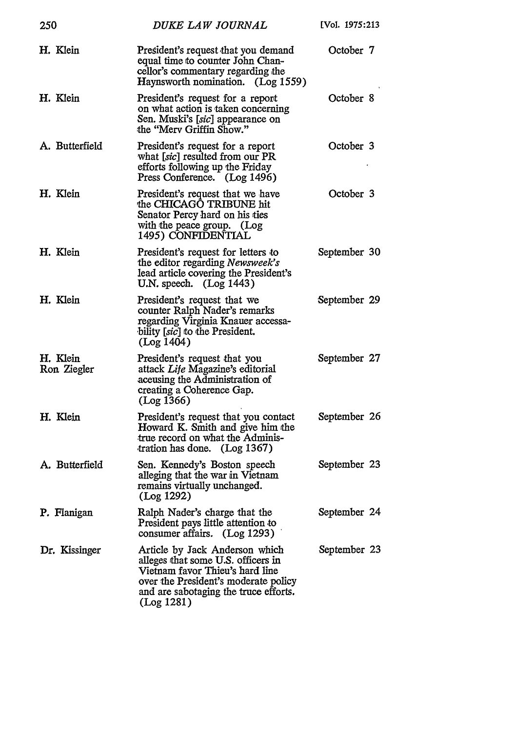| | | |
|---|---|---|
| H. Klein | President's request that you demand equal time to counter John Chancellor's commentary regarding the Haynsworth nomination. (Log 1559) | October 7 |
| H. Klein | President's request for a report on what action is taken concerning Sen. Muski's [*sic*] appearance on the "Merv Griffin Show." | October 8 |
| A. Butterfield | President's request for a report what [*sic*] resulted from our PR efforts following up the Friday Press Conference. (Log 1496) | October 3 |
| H. Klein | President's request that we have the CHICAGO TRIBUNE hit Senator Percy hard on his ties with the peace group. (Log 1495) CONFIDENTIAL | October 3 |
| H. Klein | President's request for letters to the editor regarding *Newsweek's* lead article covering the President's U.N. speech. (Log 1443) | September 30 |
| H. Klein | President's request that we counter Ralph Nader's remarks regarding Virginia Knauer accessability [*sic*] to the President. (Log 1404) | September 29 |
| H. Klein<br>Ron Ziegler | President's request that you attack *Life* Magazine's editorial accusing the Administration of creating a Coherence Gap. (Log 1366) | September 27 |
| H. Klein | President's request that you contact Howard K. Smith and give him the true record on what the Administration has done. (Log 1367) | September 26 |
| A. Butterfield | Sen. Kennedy's Boston speech alleging that the war in Vietnam remains virtually unchanged. (Log 1292) | September 23 |
| P. Flanigan | Ralph Nader's charge that the President pays little attention to consumer affairs. (Log 1293) | September 24 |
| Dr. Kissinger | Article by Jack Anderson which alleges that some U.S. officers in Vietnam favor Thieu's hard line over the President's moderate policy and are sabotaging the truce efforts. (Log 1281) | September 23 |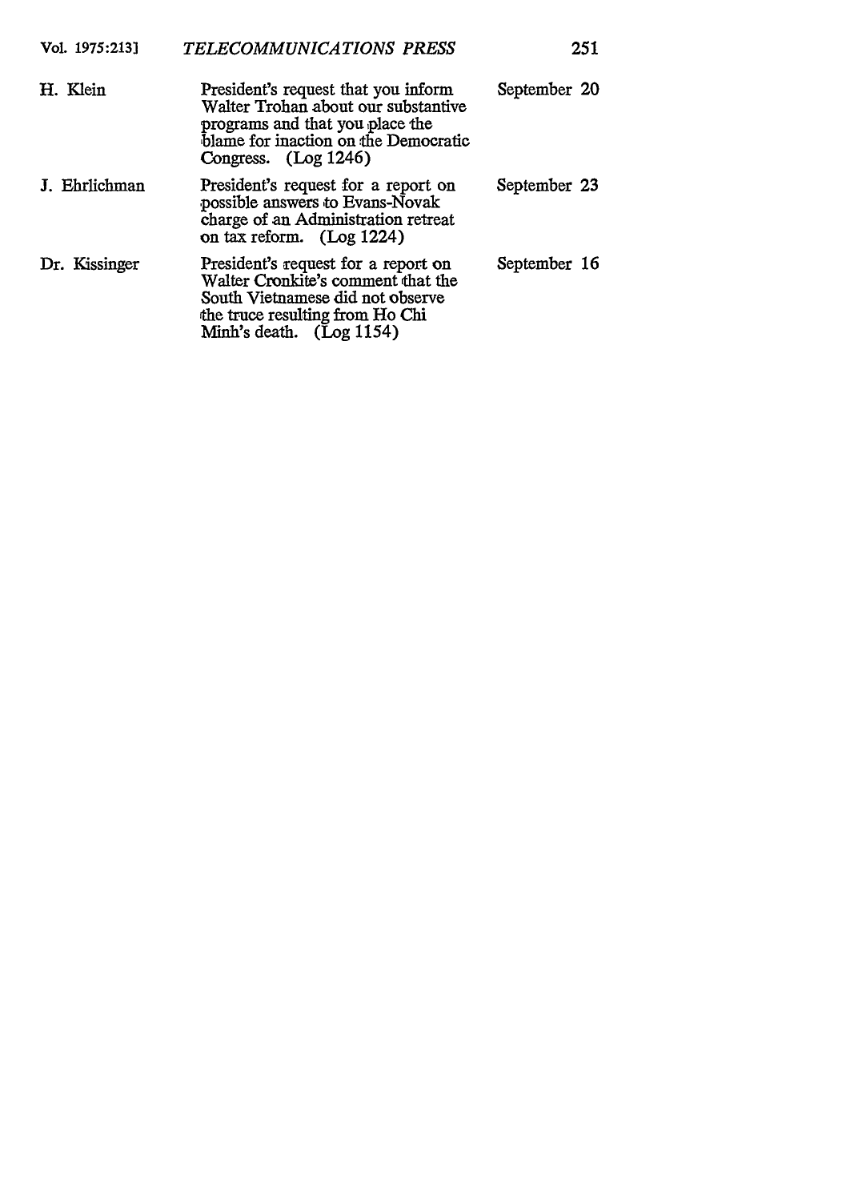| | | |
|---|---|---|
| H. Klein | President's request that you inform Walter Trohan about our substantive programs and that you place the blame for inaction on the Democratic Congress. (Log 1246) | September 20 |
| J. Ehrlichman | President's request for a report on possible answers to Evans-Novak charge of an Administration retreat on tax reform. (Log 1224) | September 23 |
| Dr. Kissinger | President's request for a report on Walter Cronkite's comment that the South Vietnamese did not observe the truce resulting from Ho Chi Minh's death. (Log 1154) | September 16 |